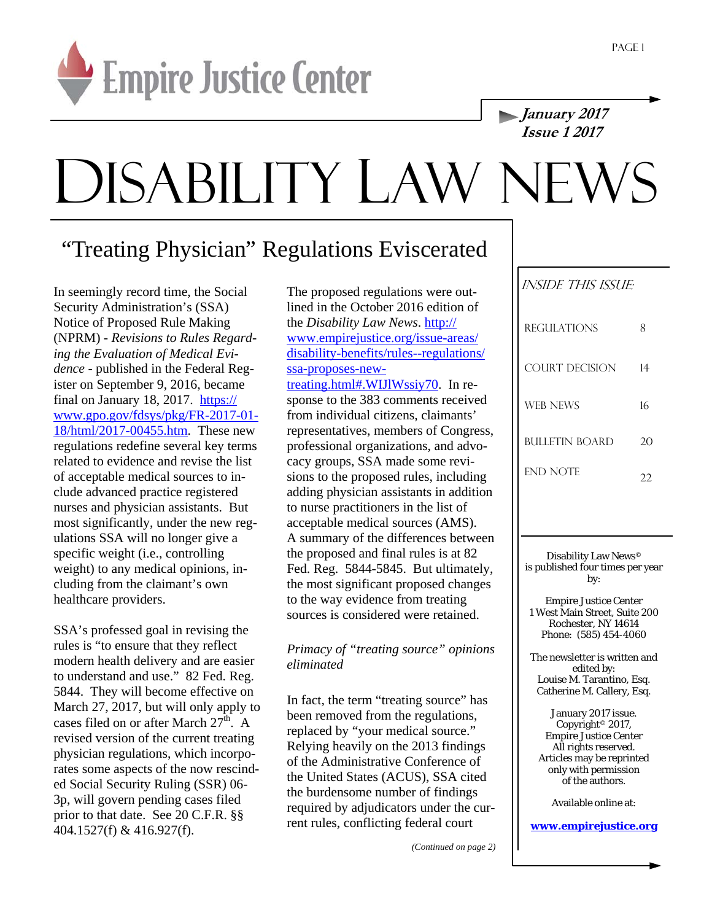Empire Justice Center

***January 2017***
***Issue 1 2017***

# Disability Law News

## "Treating Physician" Regulations Eviscerated

In seemingly record time, the Social Security Administration's (SSA) Notice of Proposed Rule Making (NPRM) - *Revisions to Rules Regarding the Evaluation of Medical Evidence* - published in the Federal Register on September 9, 2016, became final on January 18, 2017. https://www.gpo.gov/fdsys/pkg/FR-2017-01-18/html/2017-00455.htm. These new regulations redefine several key terms related to evidence and revise the list of acceptable medical sources to include advanced practice registered nurses and physician assistants. But most significantly, under the new regulations SSA will no longer give a specific weight (i.e., controlling weight) to any medical opinions, including from the claimant's own healthcare providers.

SSA's professed goal in revising the rules is "to ensure that they reflect modern health delivery and are easier to understand and use." 82 Fed. Reg. 5844. They will become effective on March 27, 2017, but will only apply to cases filed on or after March 27th. A revised version of the current treating physician regulations, which incorporates some aspects of the now rescinded Social Security Ruling (SSR) 06-3p, will govern pending cases filed prior to that date. See 20 C.F.R. §§ 404.1527(f) & 416.927(f).

The proposed regulations were outlined in the October 2016 edition of the *Disability Law News*. http://www.empirejustice.org/issue-areas/disability-benefits/rules--regulations/ssa-proposes-new-treating.html#.WIJlWssiy70. In response to the 383 comments received from individual citizens, claimants' representatives, members of Congress, professional organizations, and advocacy groups, SSA made some revisions to the proposed rules, including adding physician assistants in addition to nurse practitioners in the list of acceptable medical sources (AMS). A summary of the differences between the proposed and final rules is at 82 Fed. Reg. 5844-5845. But ultimately, the most significant proposed changes to the way evidence from treating sources is considered were retained.

*Primacy of "treating source" opinions eliminated*

In fact, the term "treating source" has been removed from the regulations, replaced by "your medical source." Relying heavily on the 2013 findings of the Administrative Conference of the United States (ACUS), SSA cited the burdensome number of findings required by adjudicators under the current rules, conflicting federal court

*(Continued on page 2)*

*Inside This Issue:*

| | |
|---|---|
| Regulations | 8 |
| Court Decision | 14 |
| Web News | 16 |
| Bulletin Board | 20 |
| End Note | 22 |

Disability Law News© is published four times per year by:

Empire Justice Center
1 West Main Street, Suite 200
Rochester, NY 14614
Phone: (585) 454-4060

The newsletter is written and edited by:
Louise M. Tarantino, Esq.
Catherine M. Callery, Esq.

January 2017 issue.
Copyright© 2017,
Empire Justice Center
All rights reserved.
Articles may be reprinted only with permission of the authors.

Available online at:

**www.empirejustice.org**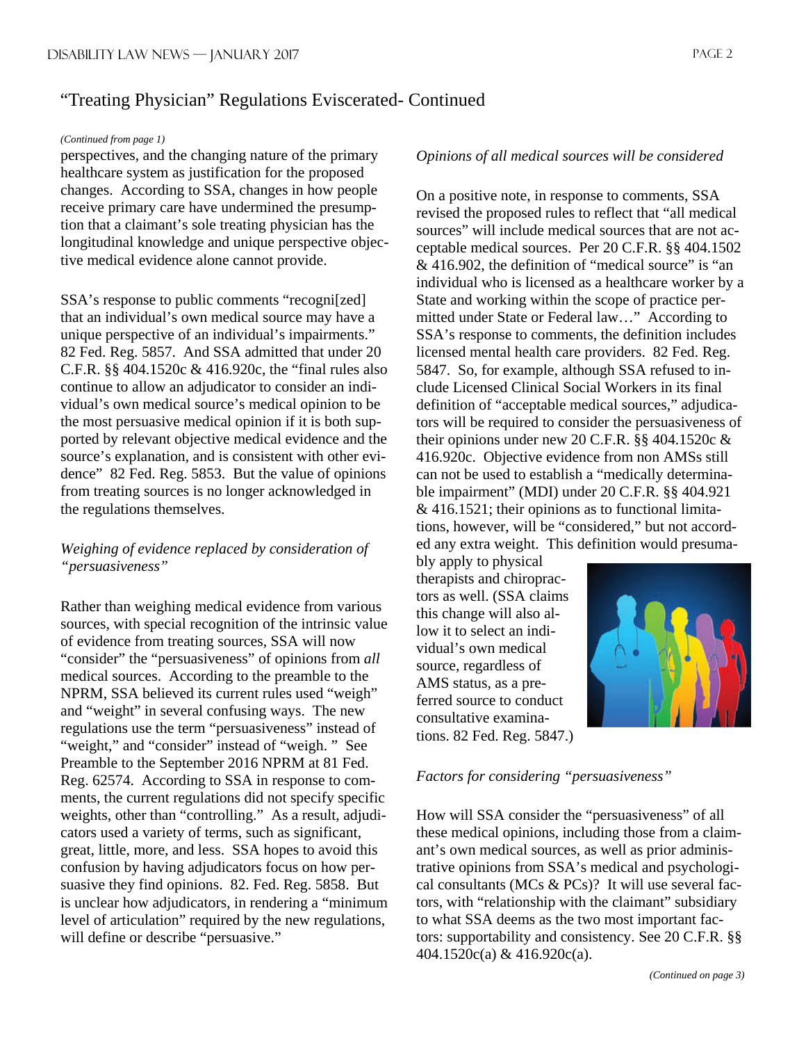## "Treating Physician" Regulations Eviscerated- Continued

*(Continued from page 1)*

perspectives, and the changing nature of the primary healthcare system as justification for the proposed changes. According to SSA, changes in how people receive primary care have undermined the presumption that a claimant's sole treating physician has the longitudinal knowledge and unique perspective objective medical evidence alone cannot provide.

SSA's response to public comments "recogni[zed] that an individual's own medical source may have a unique perspective of an individual's impairments." 82 Fed. Reg. 5857. And SSA admitted that under 20 C.F.R. §§ 404.1520c & 416.920c, the "final rules also continue to allow an adjudicator to consider an individual's own medical source's medical opinion to be the most persuasive medical opinion if it is both supported by relevant objective medical evidence and the source's explanation, and is consistent with other evidence" 82 Fed. Reg. 5853. But the value of opinions from treating sources is no longer acknowledged in the regulations themselves.

*Weighing of evidence replaced by consideration of "persuasiveness"*

Rather than weighing medical evidence from various sources, with special recognition of the intrinsic value of evidence from treating sources, SSA will now "consider" the "persuasiveness" of opinions from *all* medical sources. According to the preamble to the NPRM, SSA believed its current rules used "weigh" and "weight" in several confusing ways. The new regulations use the term "persuasiveness" instead of "weight," and "consider" instead of "weigh. " See Preamble to the September 2016 NPRM at 81 Fed. Reg. 62574. According to SSA in response to comments, the current regulations did not specify specific weights, other than "controlling." As a result, adjudicators used a variety of terms, such as significant, great, little, more, and less. SSA hopes to avoid this confusion by having adjudicators focus on how persuasive they find opinions. 82. Fed. Reg. 5858. But is unclear how adjudicators, in rendering a "minimum level of articulation" required by the new regulations, will define or describe "persuasive."

*Opinions of all medical sources will be considered*

On a positive note, in response to comments, SSA revised the proposed rules to reflect that "all medical sources" will include medical sources that are not acceptable medical sources. Per 20 C.F.R. §§ 404.1502 & 416.902, the definition of "medical source" is "an individual who is licensed as a healthcare worker by a State and working within the scope of practice permitted under State or Federal law…" According to SSA's response to comments, the definition includes licensed mental health care providers. 82 Fed. Reg. 5847. So, for example, although SSA refused to include Licensed Clinical Social Workers in its final definition of "acceptable medical sources," adjudicators will be required to consider the persuasiveness of their opinions under new 20 C.F.R. §§ 404.1520c & 416.920c. Objective evidence from non AMSs still can not be used to establish a "medically determinable impairment" (MDI) under 20 C.F.R. §§ 404.921 & 416.1521; their opinions as to functional limitations, however, will be "considered," but not accorded any extra weight. This definition would presumably apply to physical therapists and chiropractors as well. (SSA claims this change will also allow it to select an individual's own medical source, regardless of AMS status, as a preferred source to conduct consultative examinations. 82 Fed. Reg. 5847.)

*Factors for considering "persuasiveness"*

How will SSA consider the "persuasiveness" of all these medical opinions, including those from a claimant's own medical sources, as well as prior administrative opinions from SSA's medical and psychological consultants (MCs & PCs)? It will use several factors, with "relationship with the claimant" subsidiary to what SSA deems as the two most important factors: supportability and consistency. See 20 C.F.R. §§ 404.1520c(a) & 416.920c(a).

*(Continued on page 3)*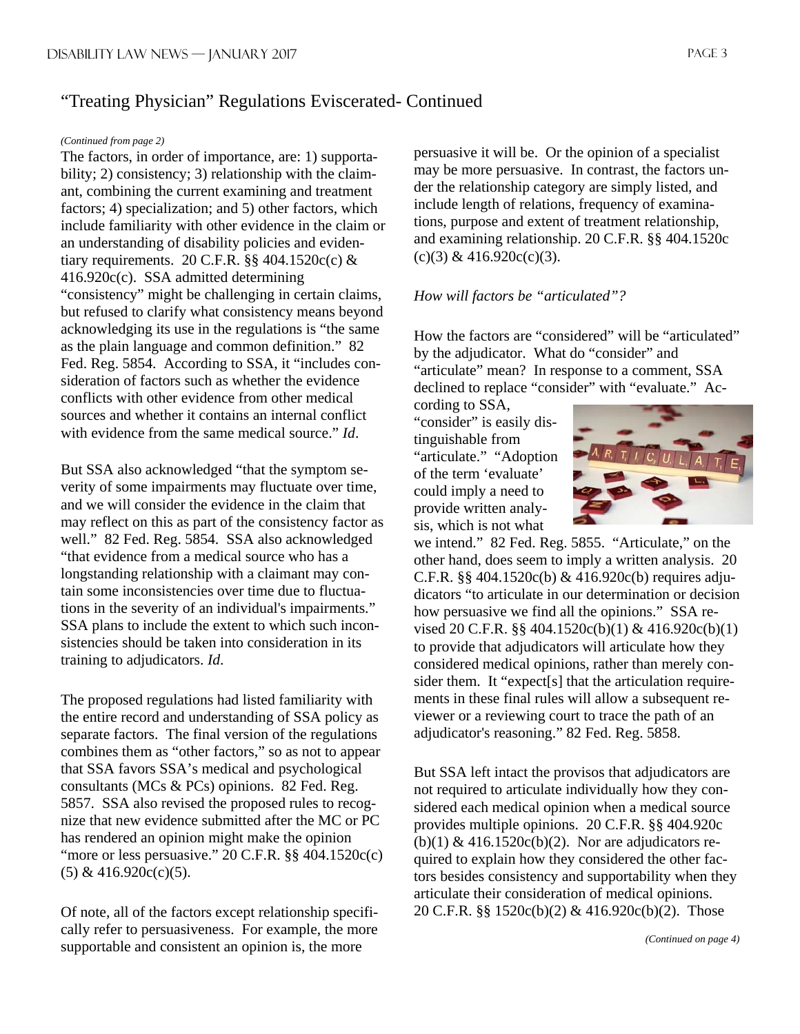## "Treating Physician" Regulations Eviscerated- Continued

*(Continued from page 2)*

The factors, in order of importance, are: 1) supportability; 2) consistency; 3) relationship with the claimant, combining the current examining and treatment factors; 4) specialization; and 5) other factors, which include familiarity with other evidence in the claim or an understanding of disability policies and evidentiary requirements. 20 C.F.R. §§ 404.1520c(c) & 416.920c(c). SSA admitted determining "consistency" might be challenging in certain claims, but refused to clarify what consistency means beyond acknowledging its use in the regulations is "the same as the plain language and common definition." 82 Fed. Reg. 5854. According to SSA, it "includes consideration of factors such as whether the evidence conflicts with other evidence from other medical sources and whether it contains an internal conflict with evidence from the same medical source." *Id*.

But SSA also acknowledged "that the symptom severity of some impairments may fluctuate over time, and we will consider the evidence in the claim that may reflect on this as part of the consistency factor as well." 82 Fed. Reg. 5854. SSA also acknowledged "that evidence from a medical source who has a longstanding relationship with a claimant may contain some inconsistencies over time due to fluctuations in the severity of an individual's impairments." SSA plans to include the extent to which such inconsistencies should be taken into consideration in its training to adjudicators. *Id*.

The proposed regulations had listed familiarity with the entire record and understanding of SSA policy as separate factors. The final version of the regulations combines them as "other factors," so as not to appear that SSA favors SSA's medical and psychological consultants (MCs & PCs) opinions. 82 Fed. Reg. 5857. SSA also revised the proposed rules to recognize that new evidence submitted after the MC or PC has rendered an opinion might make the opinion "more or less persuasive." 20 C.F.R. §§ 404.1520c(c)(5) & 416.920c(c)(5).

Of note, all of the factors except relationship specifically refer to persuasiveness. For example, the more supportable and consistent an opinion is, the more persuasive it will be. Or the opinion of a specialist may be more persuasive. In contrast, the factors under the relationship category are simply listed, and include length of relations, frequency of examinations, purpose and extent of treatment relationship, and examining relationship. 20 C.F.R. §§ 404.1520c(c)(3) & 416.920c(c)(3).

*How will factors be "articulated"?*

How the factors are "considered" will be "articulated" by the adjudicator. What do "consider" and "articulate" mean? In response to a comment, SSA declined to replace "consider" with "evaluate." According to SSA, "consider" is easily distinguishable from "articulate." "Adoption of the term 'evaluate' could imply a need to provide written analysis, which is not what we intend." 82 Fed. Reg. 5855. "Articulate," on the other hand, does seem to imply a written analysis. 20 C.F.R. §§ 404.1520c(b) & 416.920c(b) requires adjudicators "to articulate in our determination or decision how persuasive we find all the opinions." SSA revised 20 C.F.R. §§ 404.1520c(b)(1) & 416.920c(b)(1) to provide that adjudicators will articulate how they considered medical opinions, rather than merely consider them. It "expect[s] that the articulation requirements in these final rules will allow a subsequent reviewer or a reviewing court to trace the path of an adjudicator's reasoning." 82 Fed. Reg. 5858.

But SSA left intact the provisos that adjudicators are not required to articulate individually how they considered each medical opinion when a medical source provides multiple opinions. 20 C.F.R. §§ 404.920c(b)(1) & 416.1520c(b)(2). Nor are adjudicators required to explain how they considered the other factors besides consistency and supportability when they articulate their consideration of medical opinions. 20 C.F.R. §§ 1520c(b)(2) & 416.920c(b)(2). Those

*(Continued on page 4)*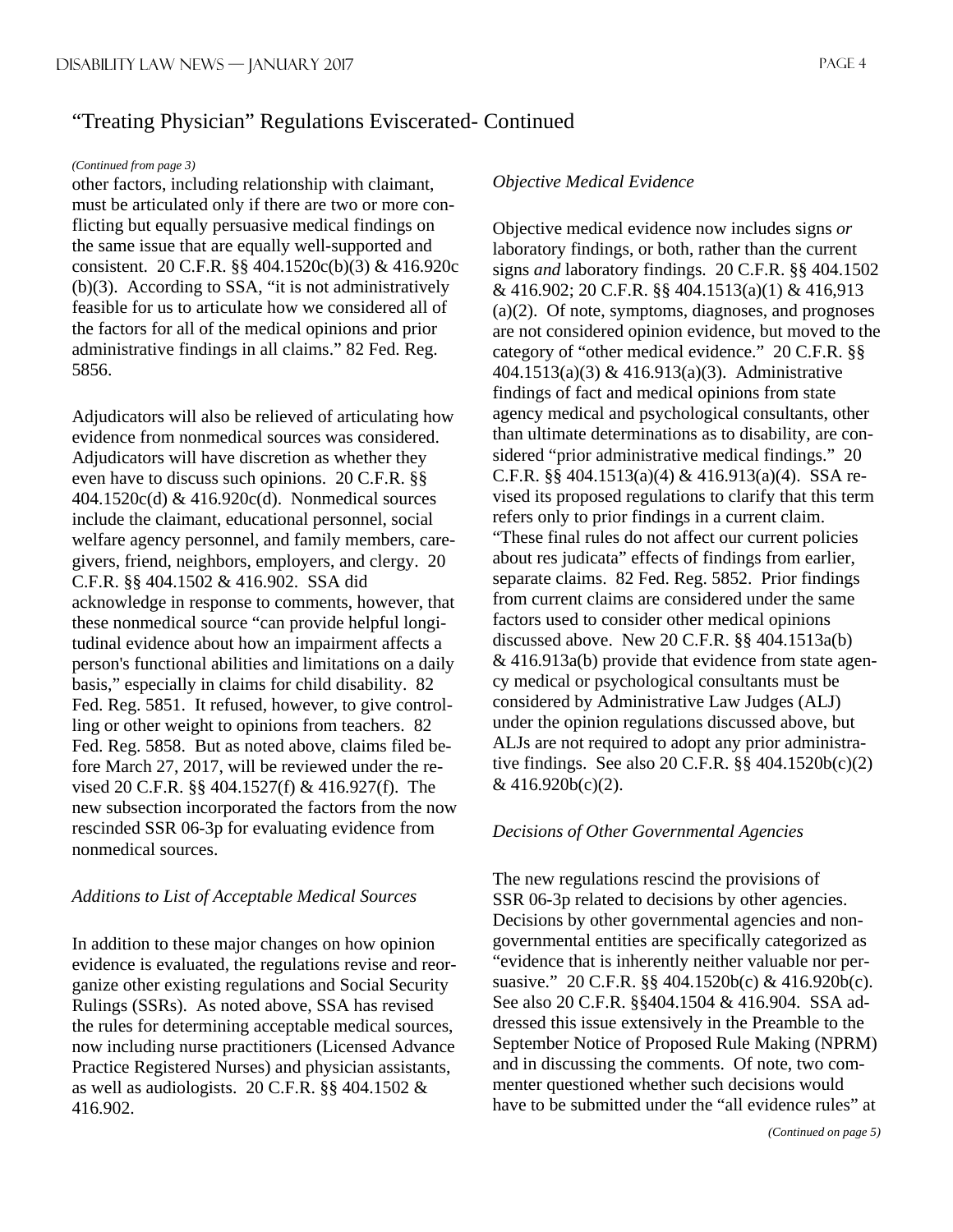## "Treating Physician" Regulations Eviscerated- Continued

*(Continued from page 3)*

other factors, including relationship with claimant, must be articulated only if there are two or more conflicting but equally persuasive medical findings on the same issue that are equally well-supported and consistent. 20 C.F.R. §§ 404.1520c(b)(3) & 416.920c (b)(3). According to SSA, "it is not administratively feasible for us to articulate how we considered all of the factors for all of the medical opinions and prior administrative findings in all claims." 82 Fed. Reg. 5856.

Adjudicators will also be relieved of articulating how evidence from nonmedical sources was considered. Adjudicators will have discretion as whether they even have to discuss such opinions. 20 C.F.R. §§ 404.1520c(d) & 416.920c(d). Nonmedical sources include the claimant, educational personnel, social welfare agency personnel, and family members, caregivers, friend, neighbors, employers, and clergy. 20 C.F.R. §§ 404.1502 & 416.902. SSA did acknowledge in response to comments, however, that these nonmedical source "can provide helpful longitudinal evidence about how an impairment affects a person's functional abilities and limitations on a daily basis," especially in claims for child disability. 82 Fed. Reg. 5851. It refused, however, to give controlling or other weight to opinions from teachers. 82 Fed. Reg. 5858. But as noted above, claims filed before March 27, 2017, will be reviewed under the revised 20 C.F.R. §§ 404.1527(f) & 416.927(f). The new subsection incorporated the factors from the now rescinded SSR 06-3p for evaluating evidence from nonmedical sources.

*Additions to List of Acceptable Medical Sources*

In addition to these major changes on how opinion evidence is evaluated, the regulations revise and reorganize other existing regulations and Social Security Rulings (SSRs). As noted above, SSA has revised the rules for determining acceptable medical sources, now including nurse practitioners (Licensed Advance Practice Registered Nurses) and physician assistants, as well as audiologists. 20 C.F.R. §§ 404.1502 & 416.902.

*Objective Medical Evidence*

Objective medical evidence now includes signs *or* laboratory findings, or both, rather than the current signs *and* laboratory findings. 20 C.F.R. §§ 404.1502 & 416.902; 20 C.F.R. §§ 404.1513(a)(1) & 416,913 (a)(2). Of note, symptoms, diagnoses, and prognoses are not considered opinion evidence, but moved to the category of "other medical evidence." 20 C.F.R. §§ 404.1513(a)(3) & 416.913(a)(3). Administrative findings of fact and medical opinions from state agency medical and psychological consultants, other than ultimate determinations as to disability, are considered "prior administrative medical findings." 20 C.F.R. §§ 404.1513(a)(4) & 416.913(a)(4). SSA revised its proposed regulations to clarify that this term refers only to prior findings in a current claim. "These final rules do not affect our current policies about res judicata" effects of findings from earlier, separate claims. 82 Fed. Reg. 5852. Prior findings from current claims are considered under the same factors used to consider other medical opinions discussed above. New 20 C.F.R. §§ 404.1513a(b) & 416.913a(b) provide that evidence from state agency medical or psychological consultants must be considered by Administrative Law Judges (ALJ) under the opinion regulations discussed above, but ALJs are not required to adopt any prior administrative findings. See also 20 C.F.R. §§ 404.1520b(c)(2) & 416.920b(c)(2).

*Decisions of Other Governmental Agencies*

The new regulations rescind the provisions of SSR 06-3p related to decisions by other agencies. Decisions by other governmental agencies and nongovernmental entities are specifically categorized as "evidence that is inherently neither valuable nor persuasive." 20 C.F.R. §§ 404.1520b(c) & 416.920b(c). See also 20 C.F.R. §§404.1504 & 416.904. SSA addressed this issue extensively in the Preamble to the September Notice of Proposed Rule Making (NPRM) and in discussing the comments. Of note, two commenter questioned whether such decisions would have to be submitted under the "all evidence rules" at

*(Continued on page 5)*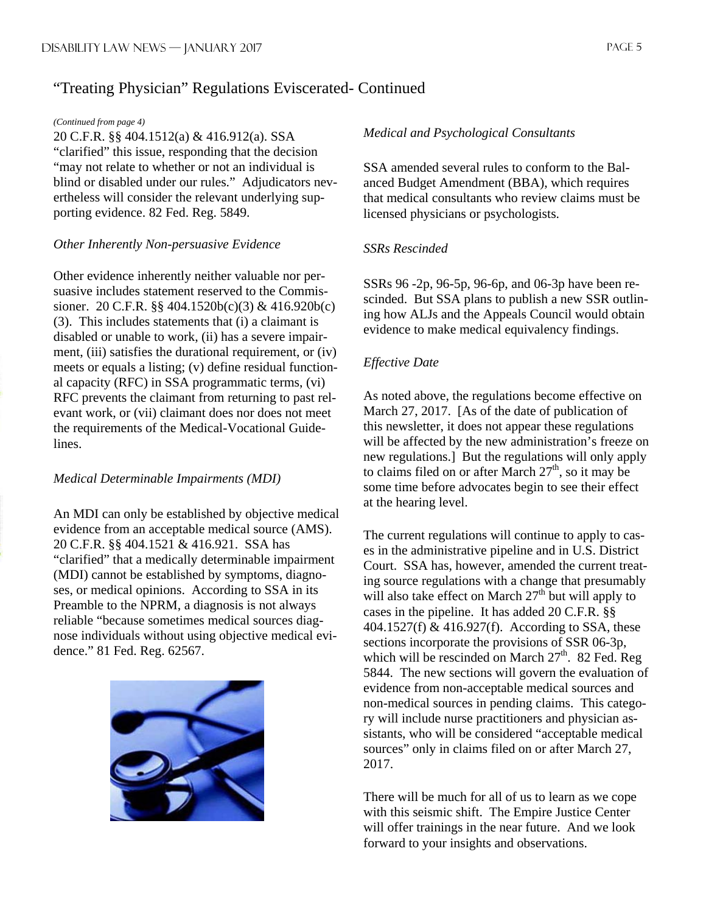## "Treating Physician" Regulations Eviscerated- Continued

*(Continued from page 4)*

20 C.F.R. §§ 404.1512(a) & 416.912(a). SSA "clarified" this issue, responding that the decision "may not relate to whether or not an individual is blind or disabled under our rules." Adjudicators nevertheless will consider the relevant underlying supporting evidence. 82 Fed. Reg. 5849.

*Other Inherently Non-persuasive Evidence*

Other evidence inherently neither valuable nor persuasive includes statement reserved to the Commissioner. 20 C.F.R. §§ 404.1520b(c)(3) & 416.920b(c)(3). This includes statements that (i) a claimant is disabled or unable to work, (ii) has a severe impairment, (iii) satisfies the durational requirement, or (iv) meets or equals a listing; (v) define residual functional capacity (RFC) in SSA programmatic terms, (vi) RFC prevents the claimant from returning to past relevant work, or (vii) claimant does nor does not meet the requirements of the Medical-Vocational Guidelines.

*Medical Determinable Impairments (MDI)*

An MDI can only be established by objective medical evidence from an acceptable medical source (AMS). 20 C.F.R. §§ 404.1521 & 416.921. SSA has "clarified" that a medically determinable impairment (MDI) cannot be established by symptoms, diagnoses, or medical opinions. According to SSA in its Preamble to the NPRM, a diagnosis is not always reliable "because sometimes medical sources diagnose individuals without using objective medical evidence." 81 Fed. Reg. 62567.

*Medical and Psychological Consultants*

SSA amended several rules to conform to the Balanced Budget Amendment (BBA), which requires that medical consultants who review claims must be licensed physicians or psychologists.

*SSRs Rescinded*

SSRs 96 -2p, 96-5p, 96-6p, and 06-3p have been rescinded. But SSA plans to publish a new SSR outlining how ALJs and the Appeals Council would obtain evidence to make medical equivalency findings.

*Effective Date*

As noted above, the regulations become effective on March 27, 2017. [As of the date of publication of this newsletter, it does not appear these regulations will be affected by the new administration's freeze on new regulations.] But the regulations will only apply to claims filed on or after March 27th, so it may be some time before advocates begin to see their effect at the hearing level.

The current regulations will continue to apply to cases in the administrative pipeline and in U.S. District Court. SSA has, however, amended the current treating source regulations with a change that presumably will also take effect on March 27th but will apply to cases in the pipeline. It has added 20 C.F.R. §§ 404.1527(f) & 416.927(f). According to SSA, these sections incorporate the provisions of SSR 06-3p, which will be rescinded on March 27th. 82 Fed. Reg 5844. The new sections will govern the evaluation of evidence from non-acceptable medical sources and non-medical sources in pending claims. This category will include nurse practitioners and physician assistants, who will be considered "acceptable medical sources" only in claims filed on or after March 27, 2017.

There will be much for all of us to learn as we cope with this seismic shift. The Empire Justice Center will offer trainings in the near future. And we look forward to your insights and observations.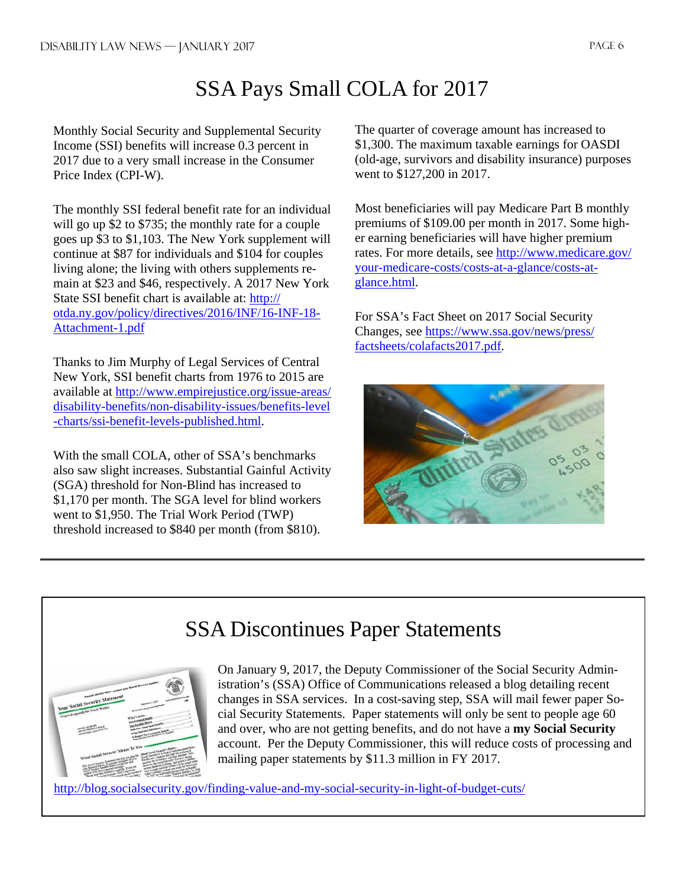# SSA Pays Small COLA for 2017

Monthly Social Security and Supplemental Security Income (SSI) benefits will increase 0.3 percent in 2017 due to a very small increase in the Consumer Price Index (CPI-W).

The monthly SSI federal benefit rate for an individual will go up $2 to $735; the monthly rate for a couple goes up $3 to $1,103. The New York supplement will continue at $87 for individuals and $104 for couples living alone; the living with others supplements remain at $23 and $46, respectively. A 2017 New York State SSI benefit chart is available at: http://otda.ny.gov/policy/directives/2016/INF/16-INF-18-Attachment-1.pdf

Thanks to Jim Murphy of Legal Services of Central New York, SSI benefit charts from 1976 to 2015 are available at http://www.empirejustice.org/issue-areas/disability-benefits/non-disability-issues/benefits-level-charts/ssi-benefit-levels-published.html.

With the small COLA, other of SSA's benchmarks also saw slight increases. Substantial Gainful Activity (SGA) threshold for Non-Blind has increased to $1,170 per month. The SGA level for blind workers went to $1,950. The Trial Work Period (TWP) threshold increased to $840 per month (from $810).

The quarter of coverage amount has increased to $1,300. The maximum taxable earnings for OASDI (old-age, survivors and disability insurance) purposes went to $127,200 in 2017.

Most beneficiaries will pay Medicare Part B monthly premiums of $109.00 per month in 2017. Some higher earning beneficiaries will have higher premium rates. For more details, see http://www.medicare.gov/your-medicare-costs/costs-at-a-glance/costs-at-glance.html.

For SSA's Fact Sheet on 2017 Social Security Changes, see https://www.ssa.gov/news/press/factsheets/colafacts2017.pdf.

# SSA Discontinues Paper Statements

On January 9, 2017, the Deputy Commissioner of the Social Security Administration's (SSA) Office of Communications released a blog detailing recent changes in SSA services. In a cost-saving step, SSA will mail fewer paper Social Security Statements. Paper statements will only be sent to people age 60 and over, who are not getting benefits, and do not have a **my Social Security** account. Per the Deputy Commissioner, this will reduce costs of processing and mailing paper statements by $11.3 million in FY 2017.

http://blog.socialsecurity.gov/finding-value-and-my-social-security-in-light-of-budget-cuts/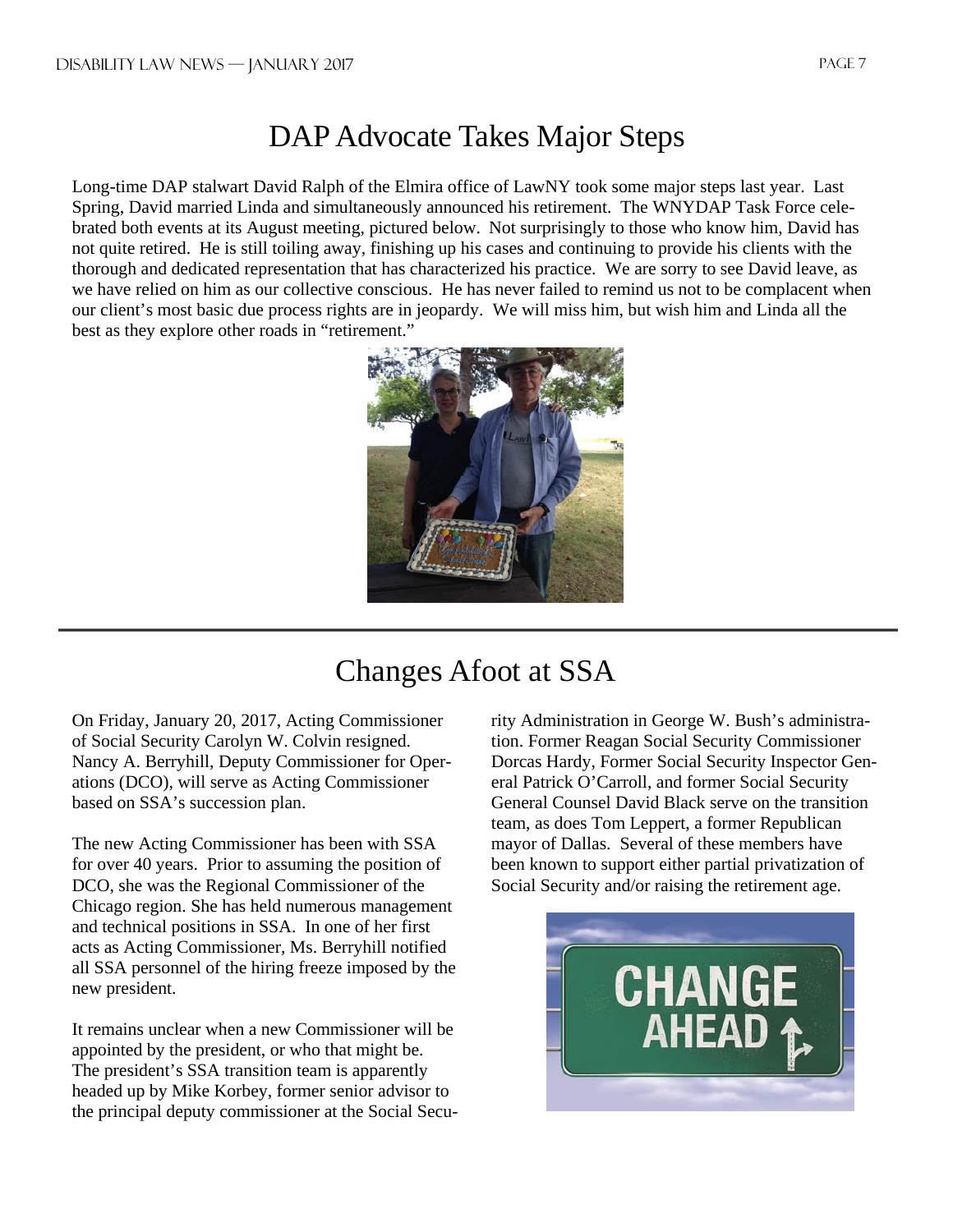# DAP Advocate Takes Major Steps

Long-time DAP stalwart David Ralph of the Elmira office of LawNY took some major steps last year. Last Spring, David married Linda and simultaneously announced his retirement. The WNYDAP Task Force celebrated both events at its August meeting, pictured below. Not surprisingly to those who know him, David has not quite retired. He is still toiling away, finishing up his cases and continuing to provide his clients with the thorough and dedicated representation that has characterized his practice. We are sorry to see David leave, as we have relied on him as our collective conscious. He has never failed to remind us not to be complacent when our client's most basic due process rights are in jeopardy. We will miss him, but wish him and Linda all the best as they explore other roads in "retirement."

# Changes Afoot at SSA

On Friday, January 20, 2017, Acting Commissioner of Social Security Carolyn W. Colvin resigned. Nancy A. Berryhill, Deputy Commissioner for Operations (DCO), will serve as Acting Commissioner based on SSA's succession plan.

The new Acting Commissioner has been with SSA for over 40 years. Prior to assuming the position of DCO, she was the Regional Commissioner of the Chicago region. She has held numerous management and technical positions in SSA. In one of her first acts as Acting Commissioner, Ms. Berryhill notified all SSA personnel of the hiring freeze imposed by the new president.

It remains unclear when a new Commissioner will be appointed by the president, or who that might be. The president's SSA transition team is apparently headed up by Mike Korbey, former senior advisor to the principal deputy commissioner at the Social Security Administration in George W. Bush's administration. Former Reagan Social Security Commissioner Dorcas Hardy, Former Social Security Inspector General Patrick O'Carroll, and former Social Security General Counsel David Black serve on the transition team, as does Tom Leppert, a former Republican mayor of Dallas. Several of these members have been known to support either partial privatization of Social Security and/or raising the retirement age.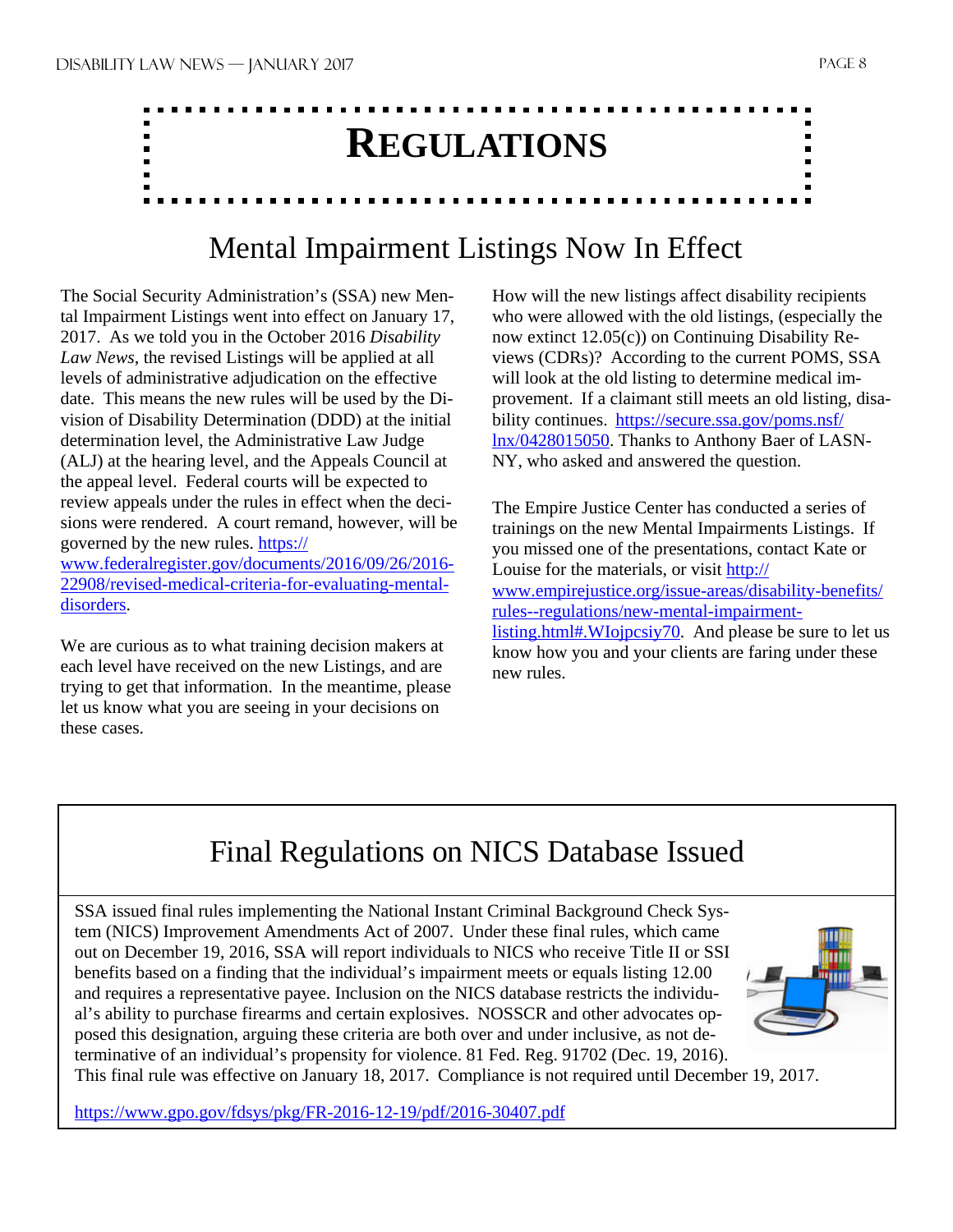# REGULATIONS

## Mental Impairment Listings Now In Effect

The Social Security Administration's (SSA) new Mental Impairment Listings went into effect on January 17, 2017. As we told you in the October 2016 *Disability Law News*, the revised Listings will be applied at all levels of administrative adjudication on the effective date. This means the new rules will be used by the Division of Disability Determination (DDD) at the initial determination level, the Administrative Law Judge (ALJ) at the hearing level, and the Appeals Council at the appeal level. Federal courts will be expected to review appeals under the rules in effect when the decisions were rendered. A court remand, however, will be governed by the new rules. https://www.federalregister.gov/documents/2016/09/26/2016-22908/revised-medical-criteria-for-evaluating-mental-disorders.

We are curious as to what training decision makers at each level have received on the new Listings, and are trying to get that information. In the meantime, please let us know what you are seeing in your decisions on these cases.

How will the new listings affect disability recipients who were allowed with the old listings, (especially the now extinct 12.05(c)) on Continuing Disability Reviews (CDRs)? According to the current POMS, SSA will look at the old listing to determine medical improvement. If a claimant still meets an old listing, disability continues. https://secure.ssa.gov/poms.nsf/lnx/0428015050. Thanks to Anthony Baer of LASN-NY, who asked and answered the question.

The Empire Justice Center has conducted a series of trainings on the new Mental Impairments Listings. If you missed one of the presentations, contact Kate or Louise for the materials, or visit http://www.empirejustice.org/issue-areas/disability-benefits/rules--regulations/new-mental-impairment-listing.html#.WIojpcsiy70. And please be sure to let us know how you and your clients are faring under these new rules.

## Final Regulations on NICS Database Issued

SSA issued final rules implementing the National Instant Criminal Background Check System (NICS) Improvement Amendments Act of 2007. Under these final rules, which came out on December 19, 2016, SSA will report individuals to NICS who receive Title II or SSI benefits based on a finding that the individual's impairment meets or equals listing 12.00 and requires a representative payee. Inclusion on the NICS database restricts the individual's ability to purchase firearms and certain explosives. NOSSCR and other advocates opposed this designation, arguing these criteria are both over and under inclusive, as not determinative of an individual's propensity for violence. 81 Fed. Reg. 91702 (Dec. 19, 2016). This final rule was effective on January 18, 2017. Compliance is not required until December 19, 2017.

https://www.gpo.gov/fdsys/pkg/FR-2016-12-19/pdf/2016-30407.pdf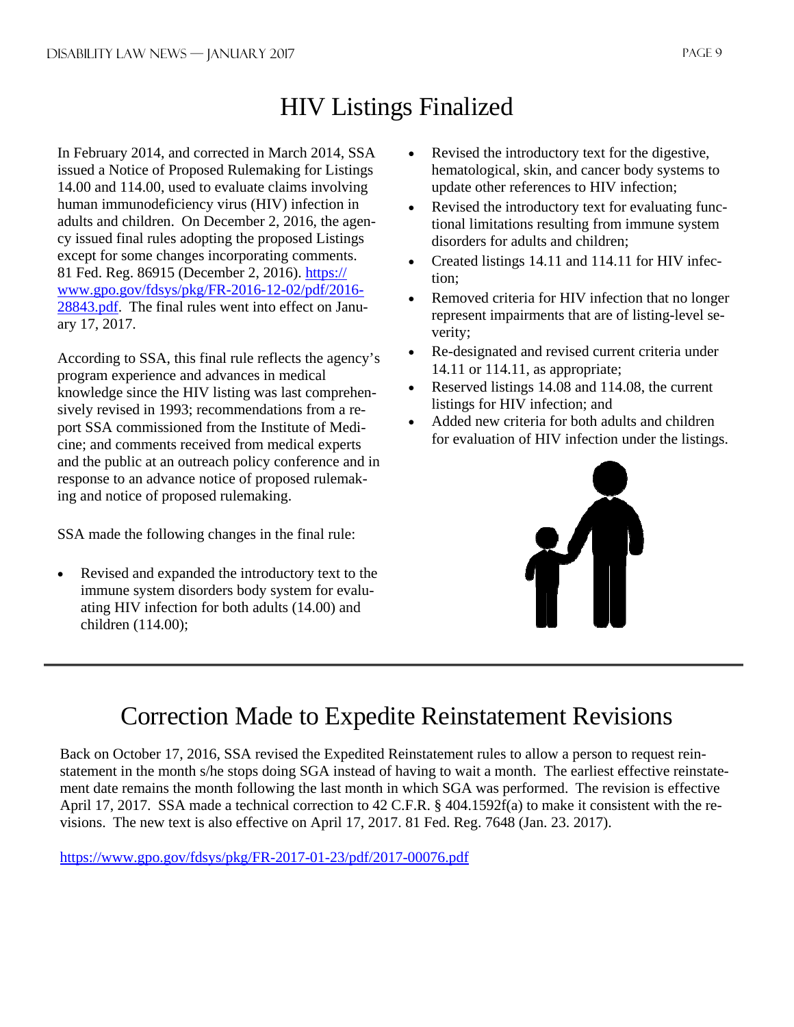# HIV Listings Finalized

In February 2014, and corrected in March 2014, SSA issued a Notice of Proposed Rulemaking for Listings 14.00 and 114.00, used to evaluate claims involving human immunodeficiency virus (HIV) infection in adults and children. On December 2, 2016, the agency issued final rules adopting the proposed Listings except for some changes incorporating comments. 81 Fed. Reg. 86915 (December 2, 2016). https://www.gpo.gov/fdsys/pkg/FR-2016-12-02/pdf/2016-28843.pdf. The final rules went into effect on January 17, 2017.

According to SSA, this final rule reflects the agency's program experience and advances in medical knowledge since the HIV listing was last comprehensively revised in 1993; recommendations from a report SSA commissioned from the Institute of Medicine; and comments received from medical experts and the public at an outreach policy conference and in response to an advance notice of proposed rulemaking and notice of proposed rulemaking.

SSA made the following changes in the final rule:

- Revised and expanded the introductory text to the immune system disorders body system for evaluating HIV infection for both adults (14.00) and children (114.00);
- Revised the introductory text for the digestive, hematological, skin, and cancer body systems to update other references to HIV infection;
- Revised the introductory text for evaluating functional limitations resulting from immune system disorders for adults and children;
- Created listings 14.11 and 114.11 for HIV infection;
- Removed criteria for HIV infection that no longer represent impairments that are of listing-level severity;
- Re-designated and revised current criteria under 14.11 or 114.11, as appropriate;
- Reserved listings 14.08 and 114.08, the current listings for HIV infection; and
- Added new criteria for both adults and children for evaluation of HIV infection under the listings.

# Correction Made to Expedite Reinstatement Revisions

Back on October 17, 2016, SSA revised the Expedited Reinstatement rules to allow a person to request reinstatement in the month s/he stops doing SGA instead of having to wait a month. The earliest effective reinstatement date remains the month following the last month in which SGA was performed. The revision is effective April 17, 2017. SSA made a technical correction to 42 C.F.R. § 404.1592f(a) to make it consistent with the revisions. The new text is also effective on April 17, 2017. 81 Fed. Reg. 7648 (Jan. 23. 2017).

https://www.gpo.gov/fdsys/pkg/FR-2017-01-23/pdf/2017-00076.pdf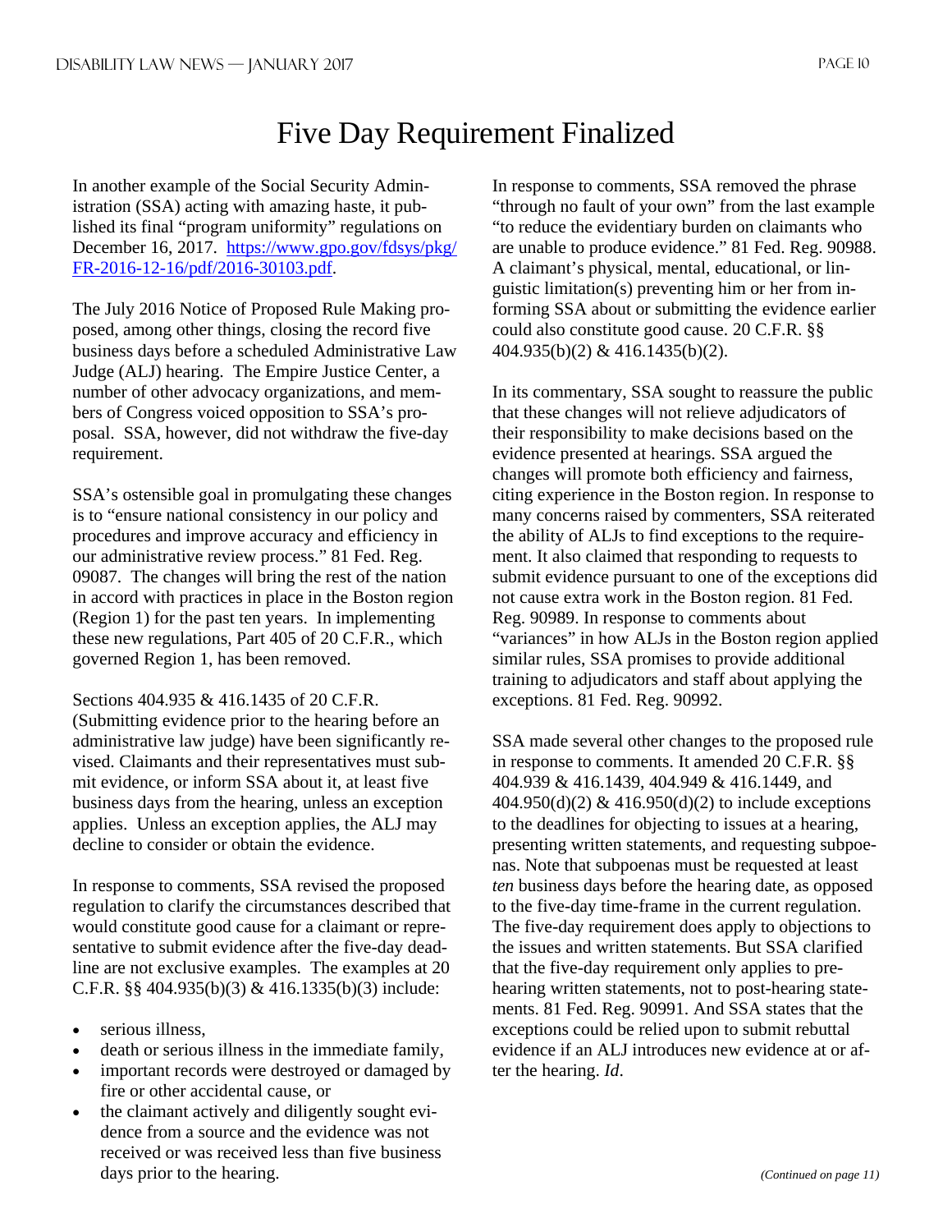# Five Day Requirement Finalized

In another example of the Social Security Administration (SSA) acting with amazing haste, it published its final "program uniformity" regulations on December 16, 2017. https://www.gpo.gov/fdsys/pkg/FR-2016-12-16/pdf/2016-30103.pdf.

The July 2016 Notice of Proposed Rule Making proposed, among other things, closing the record five business days before a scheduled Administrative Law Judge (ALJ) hearing. The Empire Justice Center, a number of other advocacy organizations, and members of Congress voiced opposition to SSA's proposal. SSA, however, did not withdraw the five-day requirement.

SSA's ostensible goal in promulgating these changes is to "ensure national consistency in our policy and procedures and improve accuracy and efficiency in our administrative review process." 81 Fed. Reg. 09087. The changes will bring the rest of the nation in accord with practices in place in the Boston region (Region 1) for the past ten years. In implementing these new regulations, Part 405 of 20 C.F.R., which governed Region 1, has been removed.

Sections 404.935 & 416.1435 of 20 C.F.R. (Submitting evidence prior to the hearing before an administrative law judge) have been significantly revised. Claimants and their representatives must submit evidence, or inform SSA about it, at least five business days from the hearing, unless an exception applies. Unless an exception applies, the ALJ may decline to consider or obtain the evidence.

In response to comments, SSA revised the proposed regulation to clarify the circumstances described that would constitute good cause for a claimant or representative to submit evidence after the five-day deadline are not exclusive examples. The examples at 20 C.F.R. §§ 404.935(b)(3) & 416.1335(b)(3) include:

- serious illness,
- death or serious illness in the immediate family,
- important records were destroyed or damaged by fire or other accidental cause, or
- the claimant actively and diligently sought evidence from a source and the evidence was not received or was received less than five business days prior to the hearing.

In response to comments, SSA removed the phrase "through no fault of your own" from the last example "to reduce the evidentiary burden on claimants who are unable to produce evidence." 81 Fed. Reg. 90988. A claimant's physical, mental, educational, or linguistic limitation(s) preventing him or her from informing SSA about or submitting the evidence earlier could also constitute good cause. 20 C.F.R. §§ 404.935(b)(2) & 416.1435(b)(2).

In its commentary, SSA sought to reassure the public that these changes will not relieve adjudicators of their responsibility to make decisions based on the evidence presented at hearings. SSA argued the changes will promote both efficiency and fairness, citing experience in the Boston region. In response to many concerns raised by commenters, SSA reiterated the ability of ALJs to find exceptions to the requirement. It also claimed that responding to requests to submit evidence pursuant to one of the exceptions did not cause extra work in the Boston region. 81 Fed. Reg. 90989. In response to comments about "variances" in how ALJs in the Boston region applied similar rules, SSA promises to provide additional training to adjudicators and staff about applying the exceptions. 81 Fed. Reg. 90992.

SSA made several other changes to the proposed rule in response to comments. It amended 20 C.F.R. §§ 404.939 & 416.1439, 404.949 & 416.1449, and 404.950(d)(2) & 416.950(d)(2) to include exceptions to the deadlines for objecting to issues at a hearing, presenting written statements, and requesting subpoenas. Note that subpoenas must be requested at least *ten* business days before the hearing date, as opposed to the five-day time-frame in the current regulation. The five-day requirement does apply to objections to the issues and written statements. But SSA clarified that the five-day requirement only applies to pre-hearing written statements, not to post-hearing statements. 81 Fed. Reg. 90991. And SSA states that the exceptions could be relied upon to submit rebuttal evidence if an ALJ introduces new evidence at or after the hearing. *Id*.

*(Continued on page 11)*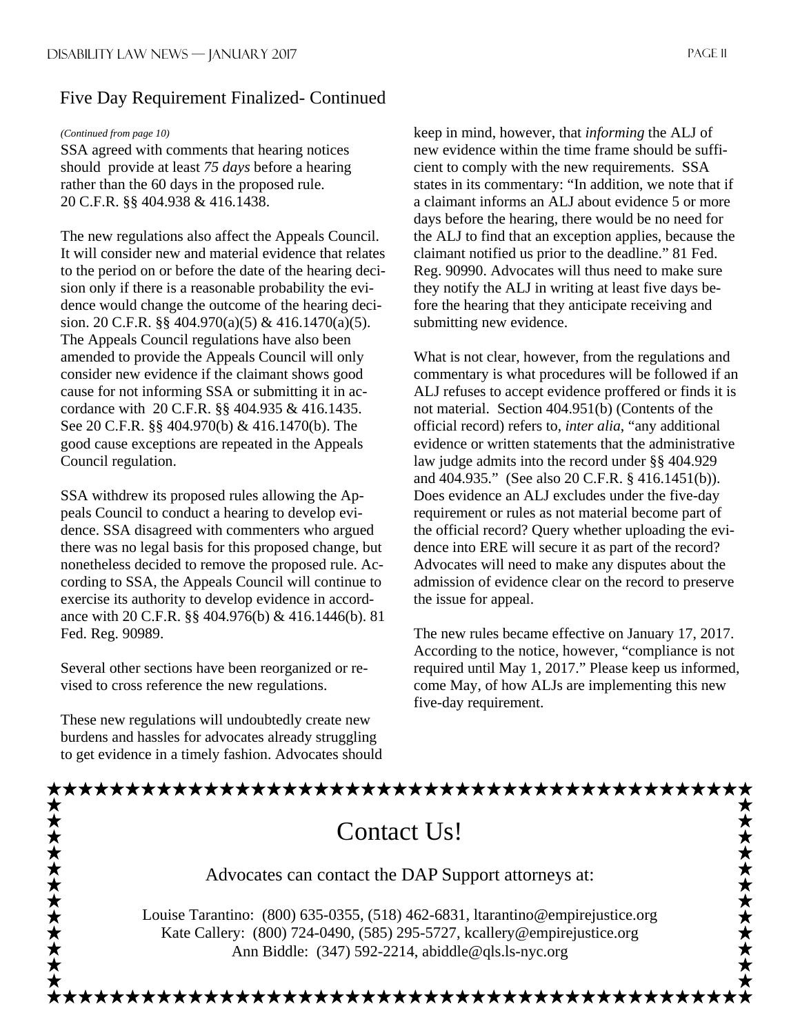## Five Day Requirement Finalized- Continued

*(Continued from page 10)*

SSA agreed with comments that hearing notices should provide at least *75 days* before a hearing rather than the 60 days in the proposed rule. 20 C.F.R. §§ 404.938 & 416.1438.

The new regulations also affect the Appeals Council. It will consider new and material evidence that relates to the period on or before the date of the hearing decision only if there is a reasonable probability the evidence would change the outcome of the hearing decision. 20 C.F.R. §§ 404.970(a)(5) & 416.1470(a)(5). The Appeals Council regulations have also been amended to provide the Appeals Council will only consider new evidence if the claimant shows good cause for not informing SSA or submitting it in accordance with 20 C.F.R. §§ 404.935 & 416.1435. See 20 C.F.R. §§ 404.970(b) & 416.1470(b). The good cause exceptions are repeated in the Appeals Council regulation.

SSA withdrew its proposed rules allowing the Appeals Council to conduct a hearing to develop evidence. SSA disagreed with commenters who argued there was no legal basis for this proposed change, but nonetheless decided to remove the proposed rule. According to SSA, the Appeals Council will continue to exercise its authority to develop evidence in accordance with 20 C.F.R. §§ 404.976(b) & 416.1446(b). 81 Fed. Reg. 90989.

Several other sections have been reorganized or revised to cross reference the new regulations.

These new regulations will undoubtedly create new burdens and hassles for advocates already struggling to get evidence in a timely fashion. Advocates should keep in mind, however, that *informing* the ALJ of new evidence within the time frame should be sufficient to comply with the new requirements. SSA states in its commentary: "In addition, we note that if a claimant informs an ALJ about evidence 5 or more days before the hearing, there would be no need for the ALJ to find that an exception applies, because the claimant notified us prior to the deadline." 81 Fed. Reg. 90990. Advocates will thus need to make sure they notify the ALJ in writing at least five days before the hearing that they anticipate receiving and submitting new evidence.

What is not clear, however, from the regulations and commentary is what procedures will be followed if an ALJ refuses to accept evidence proffered or finds it is not material. Section 404.951(b) (Contents of the official record) refers to, *inter alia*, "any additional evidence or written statements that the administrative law judge admits into the record under §§ 404.929 and 404.935." (See also 20 C.F.R. § 416.1451(b)). Does evidence an ALJ excludes under the five-day requirement or rules as not material become part of the official record? Query whether uploading the evidence into ERE will secure it as part of the record? Advocates will need to make any disputes about the admission of evidence clear on the record to preserve the issue for appeal.

The new rules became effective on January 17, 2017. According to the notice, however, "compliance is not required until May 1, 2017." Please keep us informed, come May, of how ALJs are implementing this new five-day requirement.

## Contact Us!

Advocates can contact the DAP Support attorneys at:

Louise Tarantino: (800) 635-0355, (518) 462-6831, ltarantino@empirejustice.org
Kate Callery: (800) 724-0490, (585) 295-5727, kcallery@empirejustice.org
Ann Biddle: (347) 592-2214, abiddle@qls.ls-nyc.org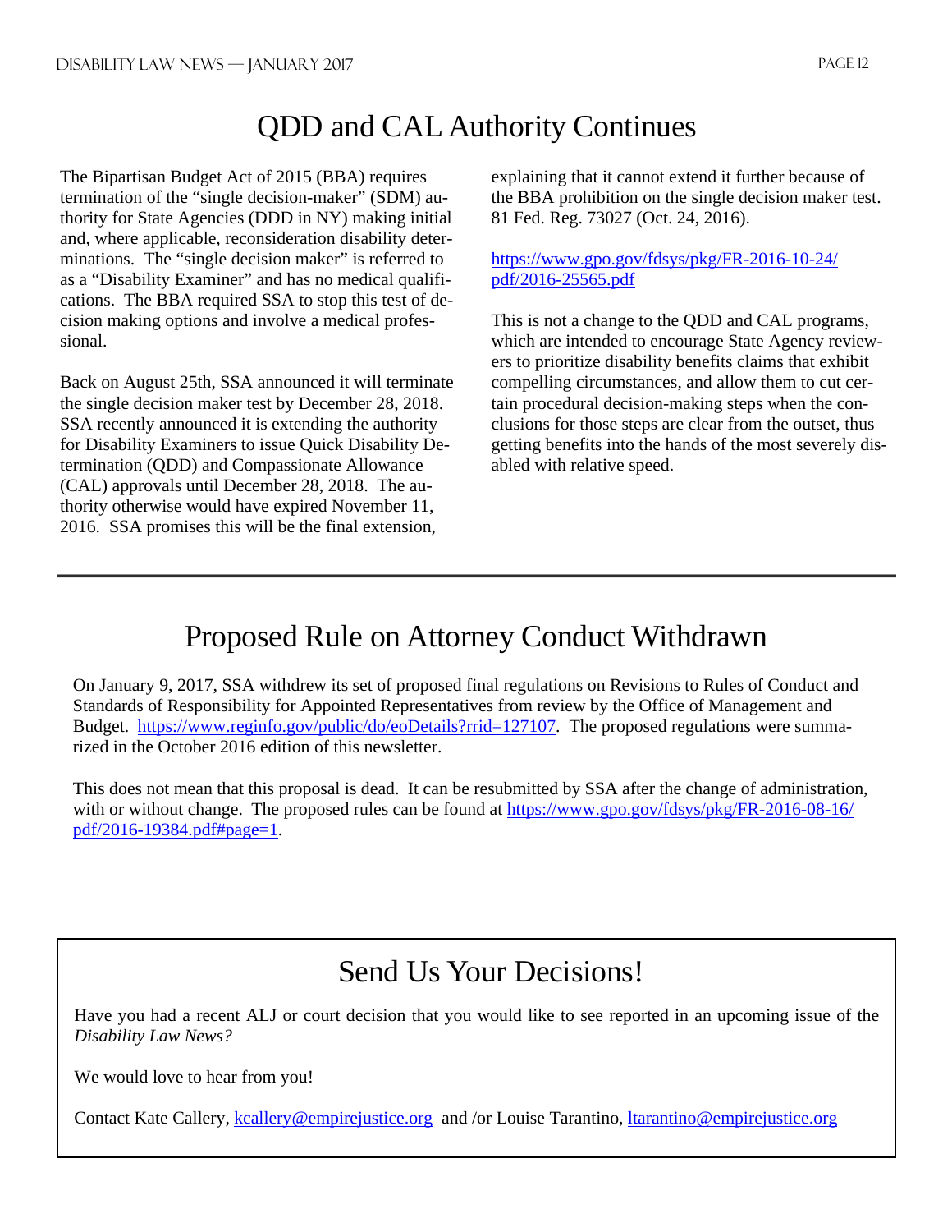# QDD and CAL Authority Continues

The Bipartisan Budget Act of 2015 (BBA) requires termination of the "single decision-maker" (SDM) authority for State Agencies (DDD in NY) making initial and, where applicable, reconsideration disability determinations. The "single decision maker" is referred to as a "Disability Examiner" and has no medical qualifications. The BBA required SSA to stop this test of decision making options and involve a medical professional.

Back on August 25th, SSA announced it will terminate the single decision maker test by December 28, 2018. SSA recently announced it is extending the authority for Disability Examiners to issue Quick Disability Determination (QDD) and Compassionate Allowance (CAL) approvals until December 28, 2018. The authority otherwise would have expired November 11, 2016. SSA promises this will be the final extension, explaining that it cannot extend it further because of the BBA prohibition on the single decision maker test. 81 Fed. Reg. 73027 (Oct. 24, 2016).

https://www.gpo.gov/fdsys/pkg/FR-2016-10-24/pdf/2016-25565.pdf

This is not a change to the QDD and CAL programs, which are intended to encourage State Agency reviewers to prioritize disability benefits claims that exhibit compelling circumstances, and allow them to cut certain procedural decision-making steps when the conclusions for those steps are clear from the outset, thus getting benefits into the hands of the most severely disabled with relative speed.

---

# Proposed Rule on Attorney Conduct Withdrawn

On January 9, 2017, SSA withdrew its set of proposed final regulations on Revisions to Rules of Conduct and Standards of Responsibility for Appointed Representatives from review by the Office of Management and Budget. https://www.reginfo.gov/public/do/eoDetails?rrid=127107. The proposed regulations were summarized in the October 2016 edition of this newsletter.

This does not mean that this proposal is dead. It can be resubmitted by SSA after the change of administration, with or without change. The proposed rules can be found at https://www.gpo.gov/fdsys/pkg/FR-2016-08-16/pdf/2016-19384.pdf#page=1.

# Send Us Your Decisions!

Have you had a recent ALJ or court decision that you would like to see reported in an upcoming issue of the *Disability Law News?*

We would love to hear from you!

Contact Kate Callery, kcallery@empirejustice.org and /or Louise Tarantino, ltarantino@empirejustice.org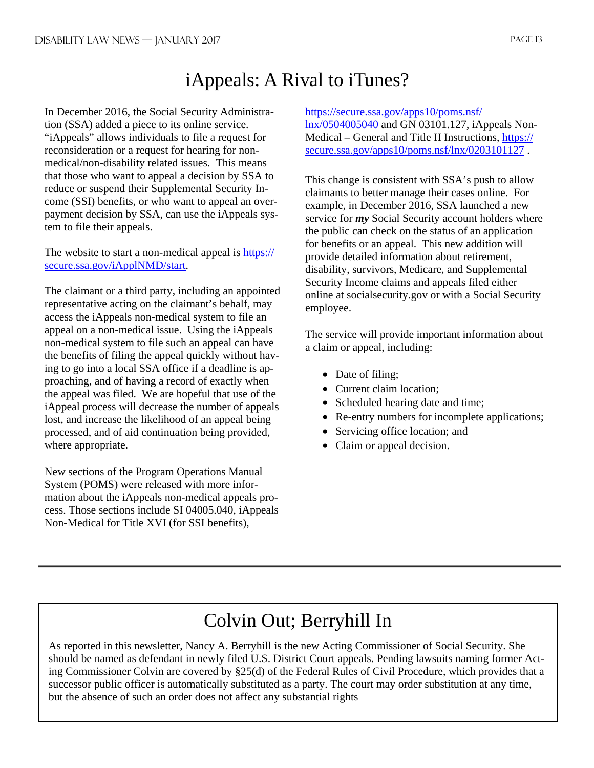# iAppeals: A Rival to iTunes?

In December 2016, the Social Security Administration (SSA) added a piece to its online service. "iAppeals" allows individuals to file a request for reconsideration or a request for hearing for non-medical/non-disability related issues. This means that those who want to appeal a decision by SSA to reduce or suspend their Supplemental Security Income (SSI) benefits, or who want to appeal an overpayment decision by SSA, can use the iAppeals system to file their appeals.

The website to start a non-medical appeal is [https://secure.ssa.gov/iApplNMD/start](https://secure.ssa.gov/iApplNMD/start).

The claimant or a third party, including an appointed representative acting on the claimant's behalf, may access the iAppeals non-medical system to file an appeal on a non-medical issue. Using the iAppeals non-medical system to file such an appeal can have the benefits of filing the appeal quickly without having to go into a local SSA office if a deadline is approaching, and of having a record of exactly when the appeal was filed. We are hopeful that use of the iAppeal process will decrease the number of appeals lost, and increase the likelihood of an appeal being processed, and of aid continuation being provided, where appropriate.

New sections of the Program Operations Manual System (POMS) were released with more information about the iAppeals non-medical appeals process. Those sections include SI 04005.040, iAppeals Non-Medical for Title XVI (for SSI benefits), [https://secure.ssa.gov/apps10/poms.nsf/lnx/0504005040](https://secure.ssa.gov/apps10/poms.nsf/lnx/0504005040) and GN 03101.127, iAppeals Non-Medical – General and Title II Instructions, [https://secure.ssa.gov/apps10/poms.nsf/lnx/0203101127](https://secure.ssa.gov/apps10/poms.nsf/lnx/0203101127) .

This change is consistent with SSA's push to allow claimants to better manage their cases online. For example, in December 2016, SSA launched a new service for ***my*** Social Security account holders where the public can check on the status of an application for benefits or an appeal. This new addition will provide detailed information about retirement, disability, survivors, Medicare, and Supplemental Security Income claims and appeals filed either online at socialsecurity.gov or with a Social Security employee.

The service will provide important information about a claim or appeal, including:

- Date of filing;
- Current claim location;
- Scheduled hearing date and time;
- Re-entry numbers for incomplete applications;
- Servicing office location; and
- Claim or appeal decision.

---

# Colvin Out; Berryhill In

As reported in this newsletter, Nancy A. Berryhill is the new Acting Commissioner of Social Security. She should be named as defendant in newly filed U.S. District Court appeals. Pending lawsuits naming former Acting Commissioner Colvin are covered by §25(d) of the Federal Rules of Civil Procedure, which provides that a successor public officer is automatically substituted as a party. The court may order substitution at any time, but the absence of such an order does not affect any substantial rights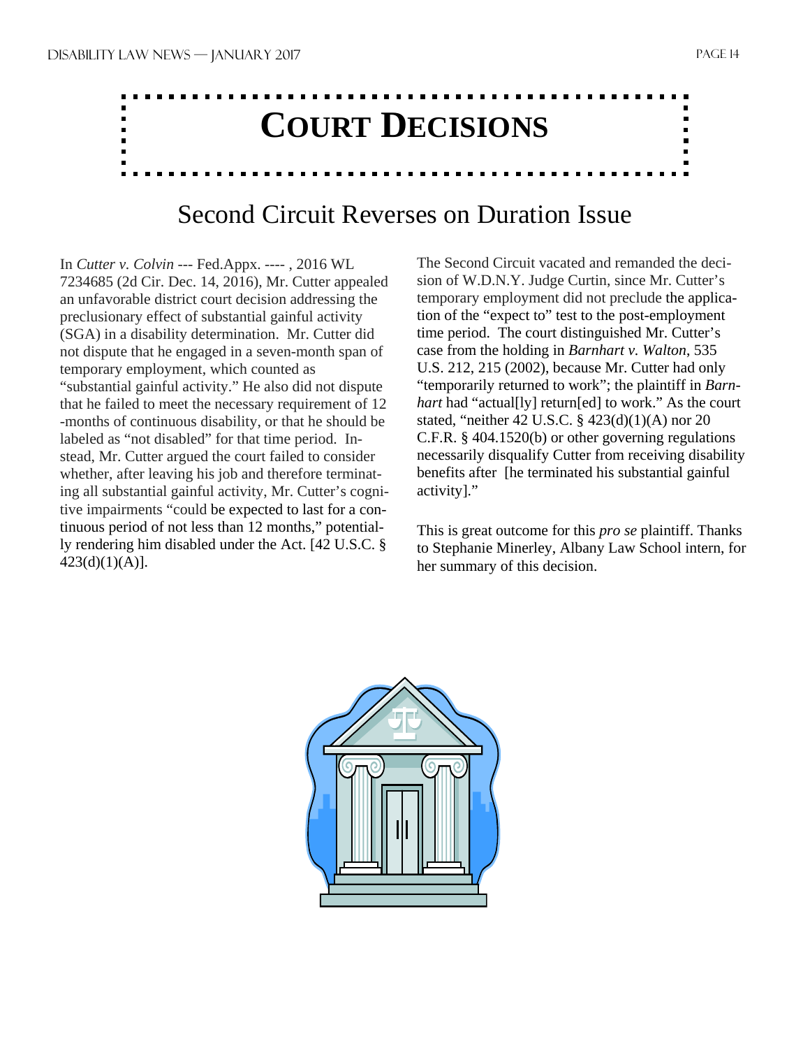# Court Decisions

## Second Circuit Reverses on Duration Issue

In *Cutter v. Colvin* --- Fed.Appx. ---- , 2016 WL 7234685 (2d Cir. Dec. 14, 2016), Mr. Cutter appealed an unfavorable district court decision addressing the preclusionary effect of substantial gainful activity (SGA) in a disability determination. Mr. Cutter did not dispute that he engaged in a seven-month span of temporary employment, which counted as "substantial gainful activity." He also did not dispute that he failed to meet the necessary requirement of 12-months of continuous disability, or that he should be labeled as "not disabled" for that time period. Instead, Mr. Cutter argued the court failed to consider whether, after leaving his job and therefore terminating all substantial gainful activity, Mr. Cutter's cognitive impairments "could be expected to last for a continuous period of not less than 12 months," potentially rendering him disabled under the Act. [42 U.S.C. § 423(d)(1)(A)].

The Second Circuit vacated and remanded the decision of W.D.N.Y. Judge Curtin, since Mr. Cutter's temporary employment did not preclude the application of the "expect to" test to the post-employment time period. The court distinguished Mr. Cutter's case from the holding in *Barnhart v. Walton*, 535 U.S. 212, 215 (2002), because Mr. Cutter had only "temporarily returned to work"; the plaintiff in *Barnhart* had "actual[ly] return[ed] to work." As the court stated, "neither 42 U.S.C. § 423(d)(1)(A) nor 20 C.F.R. § 404.1520(b) or other governing regulations necessarily disqualify Cutter from receiving disability benefits after [he terminated his substantial gainful activity]."

This is great outcome for this *pro se* plaintiff. Thanks to Stephanie Minerley, Albany Law School intern, for her summary of this decision.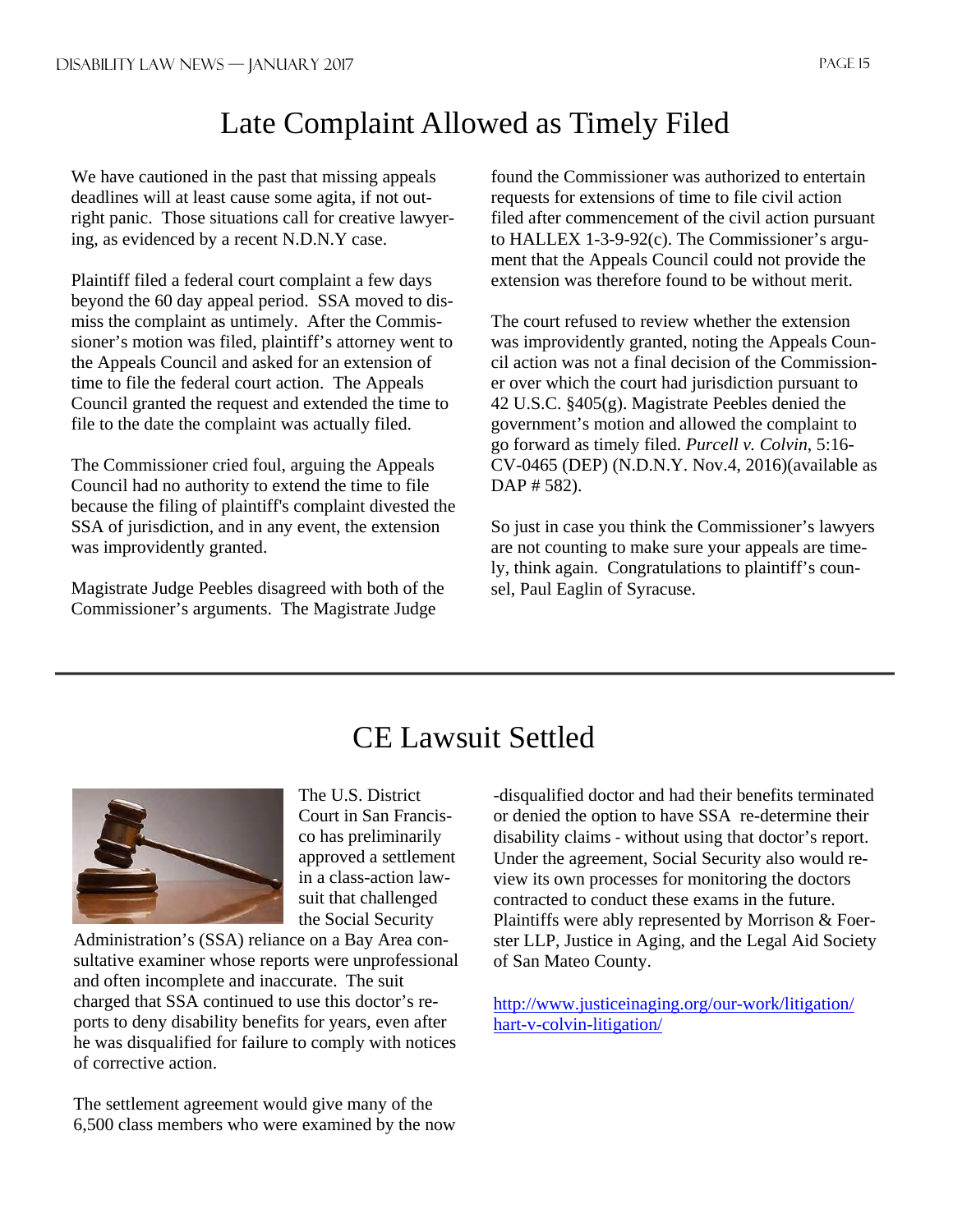# Late Complaint Allowed as Timely Filed

We have cautioned in the past that missing appeals deadlines will at least cause some agita, if not outright panic. Those situations call for creative lawyering, as evidenced by a recent N.D.N.Y case.

Plaintiff filed a federal court complaint a few days beyond the 60 day appeal period. SSA moved to dismiss the complaint as untimely. After the Commissioner's motion was filed, plaintiff's attorney went to the Appeals Council and asked for an extension of time to file the federal court action. The Appeals Council granted the request and extended the time to file to the date the complaint was actually filed.

The Commissioner cried foul, arguing the Appeals Council had no authority to extend the time to file because the filing of plaintiff's complaint divested the SSA of jurisdiction, and in any event, the extension was improvidently granted.

Magistrate Judge Peebles disagreed with both of the Commissioner's arguments. The Magistrate Judge found the Commissioner was authorized to entertain requests for extensions of time to file civil action filed after commencement of the civil action pursuant to HALLEX 1-3-9-92(c). The Commissioner's argument that the Appeals Council could not provide the extension was therefore found to be without merit.

The court refused to review whether the extension was improvidently granted, noting the Appeals Council action was not a final decision of the Commissioner over which the court had jurisdiction pursuant to 42 U.S.C. §405(g). Magistrate Peebles denied the government's motion and allowed the complaint to go forward as timely filed. *Purcell v. Colvin*, 5:16-CV-0465 (DEP) (N.D.N.Y. Nov.4, 2016)(available as DAP # 582).

So just in case you think the Commissioner's lawyers are not counting to make sure your appeals are timely, think again. Congratulations to plaintiff's counsel, Paul Eaglin of Syracuse.

---

# CE Lawsuit Settled

The U.S. District Court in San Francisco has preliminarily approved a settlement in a class-action lawsuit that challenged the Social Security Administration's (SSA) reliance on a Bay Area consultative examiner whose reports were unprofessional and often incomplete and inaccurate. The suit charged that SSA continued to use this doctor's reports to deny disability benefits for years, even after he was disqualified for failure to comply with notices of corrective action.

The settlement agreement would give many of the 6,500 class members who were examined by the now-disqualified doctor and had their benefits terminated or denied the option to have SSA re-determine their disability claims - without using that doctor's report. Under the agreement, Social Security also would review its own processes for monitoring the doctors contracted to conduct these exams in the future. Plaintiffs were ably represented by Morrison & Foerster LLP, Justice in Aging, and the Legal Aid Society of San Mateo County.

http://www.justiceinaging.org/our-work/litigation/hart-v-colvin-litigation/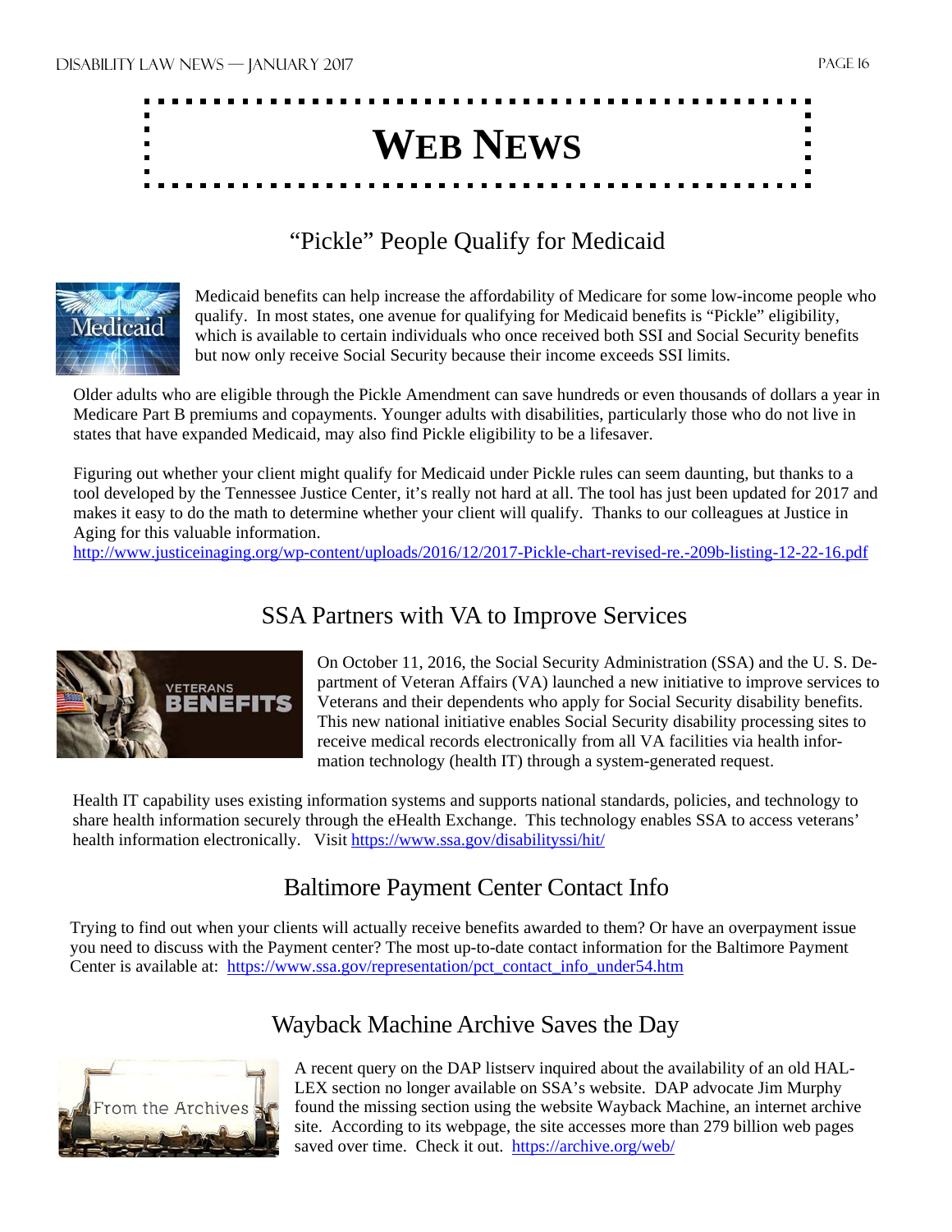# Web News

## "Pickle" People Qualify for Medicaid

Medicaid benefits can help increase the affordability of Medicare for some low-income people who qualify. In most states, one avenue for qualifying for Medicaid benefits is "Pickle" eligibility, which is available to certain individuals who once received both SSI and Social Security benefits but now only receive Social Security because their income exceeds SSI limits.

Older adults who are eligible through the Pickle Amendment can save hundreds or even thousands of dollars a year in Medicare Part B premiums and copayments. Younger adults with disabilities, particularly those who do not live in states that have expanded Medicaid, may also find Pickle eligibility to be a lifesaver.

Figuring out whether your client might qualify for Medicaid under Pickle rules can seem daunting, but thanks to a tool developed by the Tennessee Justice Center, it's really not hard at all. The tool has just been updated for 2017 and makes it easy to do the math to determine whether your client will qualify. Thanks to our colleagues at Justice in Aging for this valuable information.
http://www.justiceinaging.org/wp-content/uploads/2016/12/2017-Pickle-chart-revised-re.-209b-listing-12-22-16.pdf

## SSA Partners with VA to Improve Services

On October 11, 2016, the Social Security Administration (SSA) and the U. S. Department of Veteran Affairs (VA) launched a new initiative to improve services to Veterans and their dependents who apply for Social Security disability benefits. This new national initiative enables Social Security disability processing sites to receive medical records electronically from all VA facilities via health information technology (health IT) through a system-generated request.

Health IT capability uses existing information systems and supports national standards, policies, and technology to share health information securely through the eHealth Exchange. This technology enables SSA to access veterans' health information electronically. Visit https://www.ssa.gov/disabilityssi/hit/

## Baltimore Payment Center Contact Info

Trying to find out when your clients will actually receive benefits awarded to them? Or have an overpayment issue you need to discuss with the Payment center? The most up-to-date contact information for the Baltimore Payment Center is available at: https://www.ssa.gov/representation/pct_contact_info_under54.htm

## Wayback Machine Archive Saves the Day

A recent query on the DAP listserv inquired about the availability of an old HALLEX section no longer available on SSA's website. DAP advocate Jim Murphy found the missing section using the website Wayback Machine, an internet archive site. According to its webpage, the site accesses more than 279 billion web pages saved over time. Check it out. https://archive.org/web/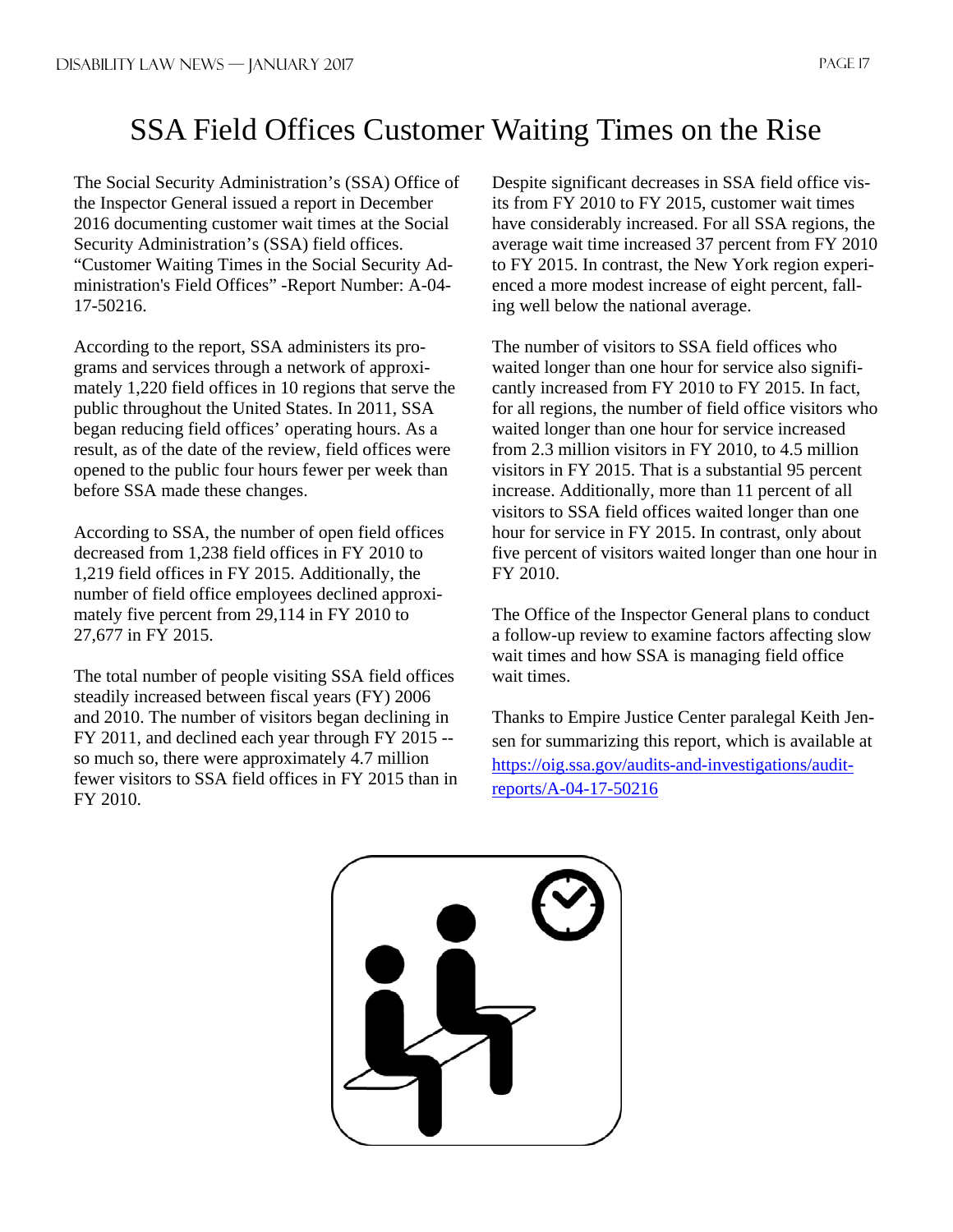# SSA Field Offices Customer Waiting Times on the Rise

The Social Security Administration's (SSA) Office of the Inspector General issued a report in December 2016 documenting customer wait times at the Social Security Administration's (SSA) field offices. "Customer Waiting Times in the Social Security Administration's Field Offices" -Report Number: A-04-17-50216.

According to the report, SSA administers its programs and services through a network of approximately 1,220 field offices in 10 regions that serve the public throughout the United States. In 2011, SSA began reducing field offices' operating hours. As a result, as of the date of the review, field offices were opened to the public four hours fewer per week than before SSA made these changes.

According to SSA, the number of open field offices decreased from 1,238 field offices in FY 2010 to 1,219 field offices in FY 2015. Additionally, the number of field office employees declined approximately five percent from 29,114 in FY 2010 to 27,677 in FY 2015.

The total number of people visiting SSA field offices steadily increased between fiscal years (FY) 2006 and 2010. The number of visitors began declining in FY 2011, and declined each year through FY 2015 -- so much so, there were approximately 4.7 million fewer visitors to SSA field offices in FY 2015 than in FY 2010.

Despite significant decreases in SSA field office visits from FY 2010 to FY 2015, customer wait times have considerably increased. For all SSA regions, the average wait time increased 37 percent from FY 2010 to FY 2015. In contrast, the New York region experienced a more modest increase of eight percent, falling well below the national average.

The number of visitors to SSA field offices who waited longer than one hour for service also significantly increased from FY 2010 to FY 2015. In fact, for all regions, the number of field office visitors who waited longer than one hour for service increased from 2.3 million visitors in FY 2010, to 4.5 million visitors in FY 2015. That is a substantial 95 percent increase. Additionally, more than 11 percent of all visitors to SSA field offices waited longer than one hour for service in FY 2015. In contrast, only about five percent of visitors waited longer than one hour in FY 2010.

The Office of the Inspector General plans to conduct a follow-up review to examine factors affecting slow wait times and how SSA is managing field office wait times.

Thanks to Empire Justice Center paralegal Keith Jensen for summarizing this report, which is available at https://oig.ssa.gov/audits-and-investigations/audit-reports/A-04-17-50216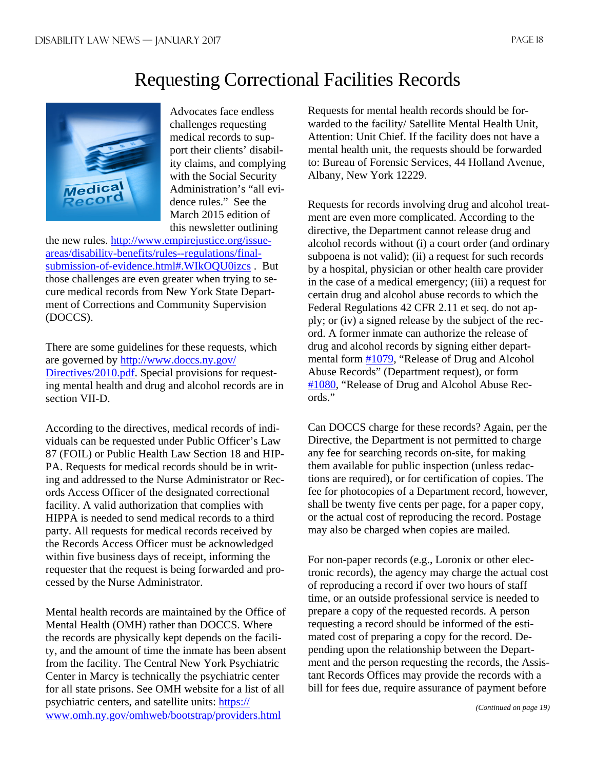# Requesting Correctional Facilities Records

Advocates face endless challenges requesting medical records to support their clients' disability claims, and complying with the Social Security Administration's "all evidence rules." See the March 2015 edition of this newsletter outlining the new rules. http://www.empirejustice.org/issue-areas/disability-benefits/rules--regulations/final-submission-of-evidence.html#.WIkOQU0izcs . But those challenges are even greater when trying to secure medical records from New York State Department of Corrections and Community Supervision (DOCCS).

There are some guidelines for these requests, which are governed by http://www.doccs.ny.gov/Directives/2010.pdf. Special provisions for requesting mental health and drug and alcohol records are in section VII-D.

According to the directives, medical records of individuals can be requested under Public Officer's Law 87 (FOIL) or Public Health Law Section 18 and HIPPA. Requests for medical records should be in writing and addressed to the Nurse Administrator or Records Access Officer of the designated correctional facility. A valid authorization that complies with HIPPA is needed to send medical records to a third party. All requests for medical records received by the Records Access Officer must be acknowledged within five business days of receipt, informing the requester that the request is being forwarded and processed by the Nurse Administrator.

Mental health records are maintained by the Office of Mental Health (OMH) rather than DOCCS. Where the records are physically kept depends on the facility, and the amount of time the inmate has been absent from the facility. The Central New York Psychiatric Center in Marcy is technically the psychiatric center for all state prisons. See OMH website for a list of all psychiatric centers, and satellite units: https://www.omh.ny.gov/omhweb/bootstrap/providers.html

Requests for mental health records should be forwarded to the facility/ Satellite Mental Health Unit, Attention: Unit Chief. If the facility does not have a mental health unit, the requests should be forwarded to: Bureau of Forensic Services, 44 Holland Avenue, Albany, New York 12229.

Requests for records involving drug and alcohol treatment are even more complicated. According to the directive, the Department cannot release drug and alcohol records without (i) a court order (and ordinary subpoena is not valid); (ii) a request for such records by a hospital, physician or other health care provider in the case of a medical emergency; (iii) a request for certain drug and alcohol abuse records to which the Federal Regulations 42 CFR 2.11 et seq. do not apply; or (iv) a signed release by the subject of the record. A former inmate can authorize the release of drug and alcohol records by signing either departmental form #1079, "Release of Drug and Alcohol Abuse Records" (Department request), or form #1080, "Release of Drug and Alcohol Abuse Records."

Can DOCCS charge for these records? Again, per the Directive, the Department is not permitted to charge any fee for searching records on-site, for making them available for public inspection (unless redactions are required), or for certification of copies. The fee for photocopies of a Department record, however, shall be twenty five cents per page, for a paper copy, or the actual cost of reproducing the record. Postage may also be charged when copies are mailed.

For non-paper records (e.g., Loronix or other electronic records), the agency may charge the actual cost of reproducing a record if over two hours of staff time, or an outside professional service is needed to prepare a copy of the requested records. A person requesting a record should be informed of the estimated cost of preparing a copy for the record. Depending upon the relationship between the Department and the person requesting the records, the Assistant Records Offices may provide the records with a bill for fees due, require assurance of payment before

*(Continued on page 19)*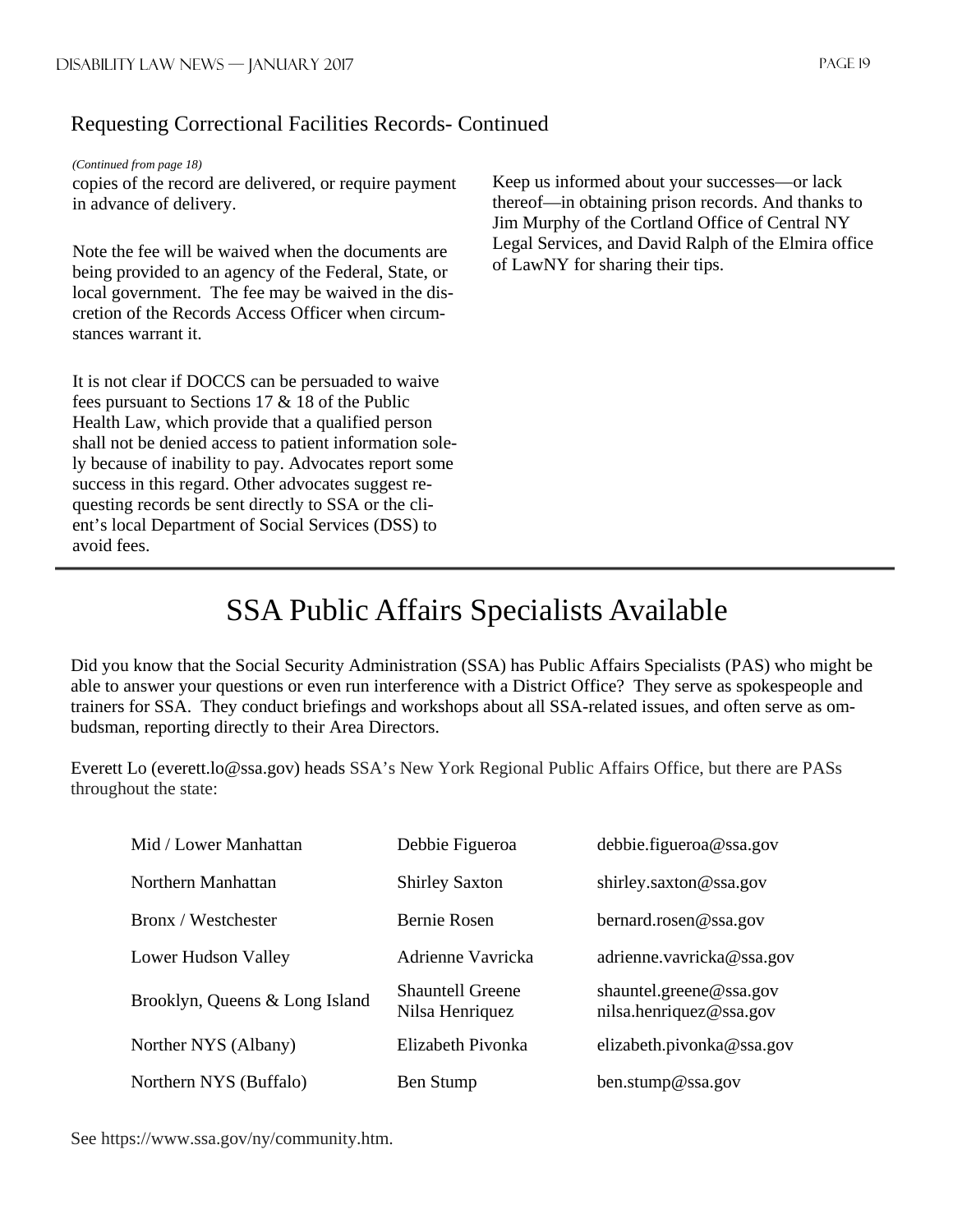## Requesting Correctional Facilities Records- Continued

*(Continued from page 18)*

copies of the record are delivered, or require payment in advance of delivery.

Note the fee will be waived when the documents are being provided to an agency of the Federal, State, or local government. The fee may be waived in the discretion of the Records Access Officer when circumstances warrant it.

It is not clear if DOCCS can be persuaded to waive fees pursuant to Sections 17 & 18 of the Public Health Law, which provide that a qualified person shall not be denied access to patient information solely because of inability to pay. Advocates report some success in this regard. Other advocates suggest requesting records be sent directly to SSA or the client's local Department of Social Services (DSS) to avoid fees.

Keep us informed about your successes—or lack thereof—in obtaining prison records. And thanks to Jim Murphy of the Cortland Office of Central NY Legal Services, and David Ralph of the Elmira office of LawNY for sharing their tips.

# SSA Public Affairs Specialists Available

Did you know that the Social Security Administration (SSA) has Public Affairs Specialists (PAS) who might be able to answer your questions or even run interference with a District Office? They serve as spokespeople and trainers for SSA. They conduct briefings and workshops about all SSA-related issues, and often serve as ombudsman, reporting directly to their Area Directors.

Everett Lo (everett.lo@ssa.gov) heads SSA's New York Regional Public Affairs Office, but there are PASs throughout the state:

| | | |
|---|---|---|
| Mid / Lower Manhattan | Debbie Figueroa | debbie.figueroa@ssa.gov |
| Northern Manhattan | Shirley Saxton | shirley.saxton@ssa.gov |
| Bronx / Westchester | Bernie Rosen | bernard.rosen@ssa.gov |
| Lower Hudson Valley | Adrienne Vavricka | adrienne.vavricka@ssa.gov |
| Brooklyn, Queens & Long Island | Shauntell Greene<br>Nilsa Henriquez | shauntel.greene@ssa.gov<br>nilsa.henriquez@ssa.gov |
| Norther NYS (Albany) | Elizabeth Pivonka | elizabeth.pivonka@ssa.gov |
| Northern NYS (Buffalo) | Ben Stump | ben.stump@ssa.gov |

See https://www.ssa.gov/ny/community.htm.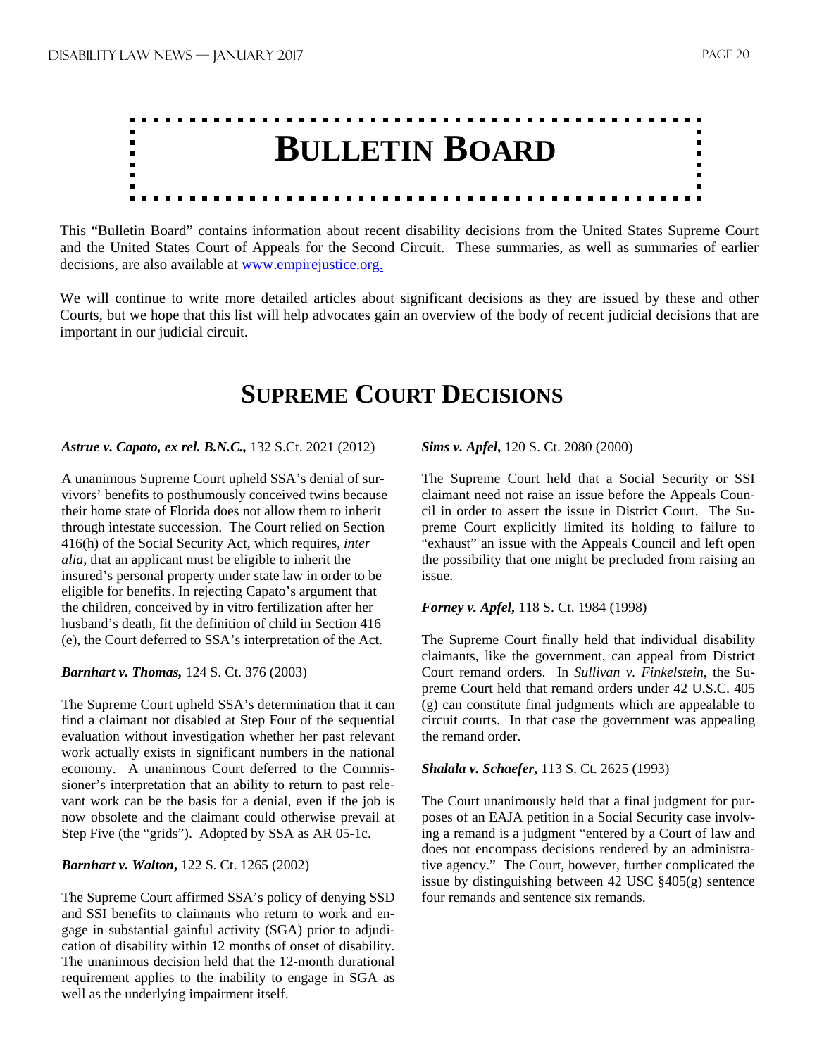# Bulletin Board

This "Bulletin Board" contains information about recent disability decisions from the United States Supreme Court and the United States Court of Appeals for the Second Circuit. These summaries, as well as summaries of earlier decisions, are also available at www.empirejustice.org.

We will continue to write more detailed articles about significant decisions as they are issued by these and other Courts, but we hope that this list will help advocates gain an overview of the body of recent judicial decisions that are important in our judicial circuit.

## Supreme Court Decisions

***Astrue v. Capato, ex rel. B.N.C.,*** 132 S.Ct. 2021 (2012)

A unanimous Supreme Court upheld SSA's denial of survivors' benefits to posthumously conceived twins because their home state of Florida does not allow them to inherit through intestate succession. The Court relied on Section 416(h) of the Social Security Act, which requires, *inter alia*, that an applicant must be eligible to inherit the insured's personal property under state law in order to be eligible for benefits. In rejecting Capato's argument that the children, conceived by in vitro fertilization after her husband's death, fit the definition of child in Section 416 (e), the Court deferred to SSA's interpretation of the Act.

***Barnhart v. Thomas,*** 124 S. Ct. 376 (2003)

The Supreme Court upheld SSA's determination that it can find a claimant not disabled at Step Four of the sequential evaluation without investigation whether her past relevant work actually exists in significant numbers in the national economy. A unanimous Court deferred to the Commissioner's interpretation that an ability to return to past relevant work can be the basis for a denial, even if the job is now obsolete and the claimant could otherwise prevail at Step Five (the "grids"). Adopted by SSA as AR 05-1c.

***Barnhart v. Walton***, 122 S. Ct. 1265 (2002)

The Supreme Court affirmed SSA's policy of denying SSD and SSI benefits to claimants who return to work and engage in substantial gainful activity (SGA) prior to adjudication of disability within 12 months of onset of disability. The unanimous decision held that the 12-month durational requirement applies to the inability to engage in SGA as well as the underlying impairment itself.

***Sims v. Apfel***, 120 S. Ct. 2080 (2000)

The Supreme Court held that a Social Security or SSI claimant need not raise an issue before the Appeals Council in order to assert the issue in District Court. The Supreme Court explicitly limited its holding to failure to "exhaust" an issue with the Appeals Council and left open the possibility that one might be precluded from raising an issue.

***Forney v. Apfel***, 118 S. Ct. 1984 (1998)

The Supreme Court finally held that individual disability claimants, like the government, can appeal from District Court remand orders. In *Sullivan v. Finkelstein*, the Supreme Court held that remand orders under 42 U.S.C. 405 (g) can constitute final judgments which are appealable to circuit courts. In that case the government was appealing the remand order.

***Shalala v. Schaefer***, 113 S. Ct. 2625 (1993)

The Court unanimously held that a final judgment for purposes of an EAJA petition in a Social Security case involving a remand is a judgment "entered by a Court of law and does not encompass decisions rendered by an administrative agency." The Court, however, further complicated the issue by distinguishing between 42 USC §405(g) sentence four remands and sentence six remands.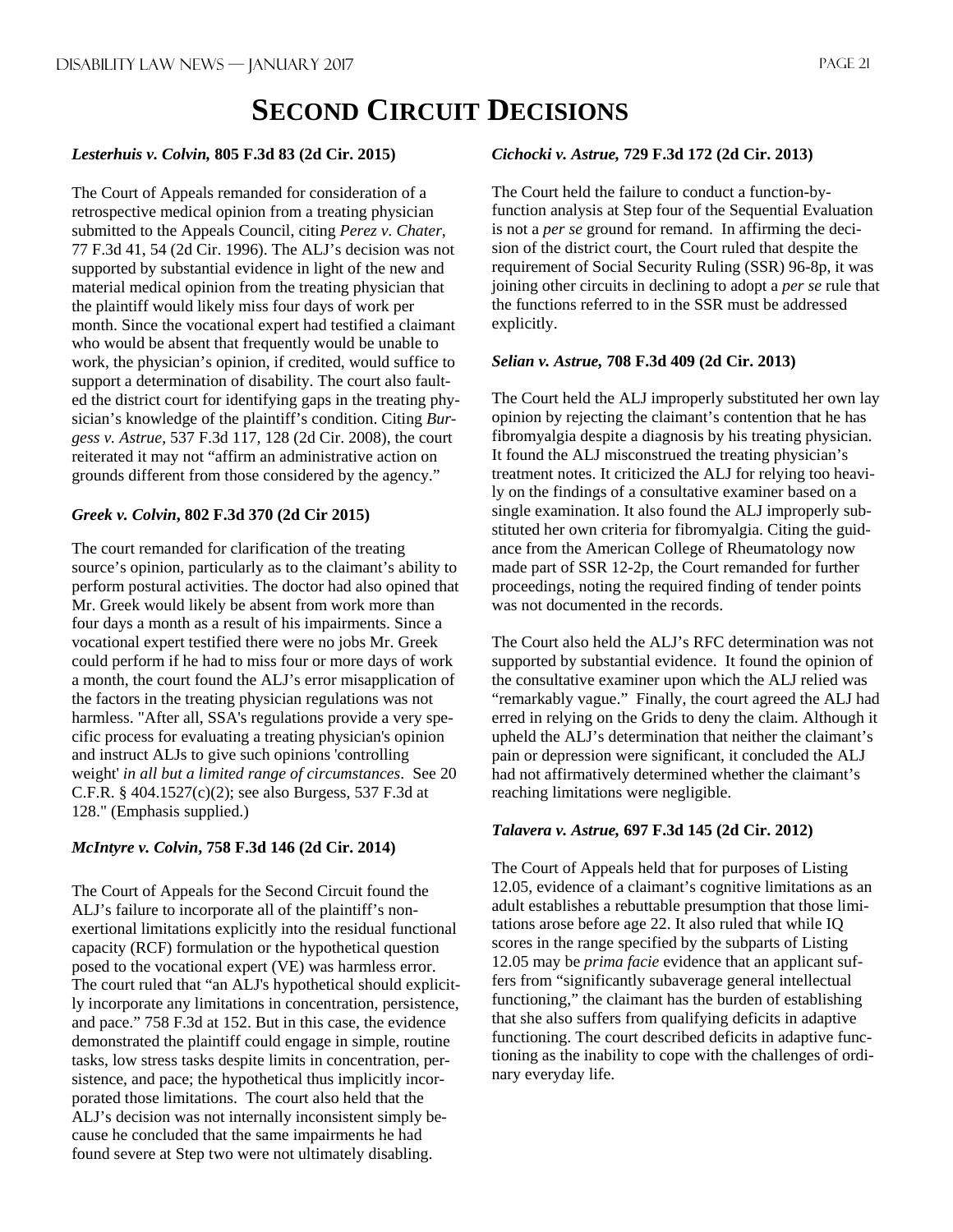# Second Circuit Decisions

***Lesterhuis v. Colvin*, 805 F.3d 83 (2d Cir. 2015)**

The Court of Appeals remanded for consideration of a retrospective medical opinion from a treating physician submitted to the Appeals Council, citing *Perez v. Chater*, 77 F.3d 41, 54 (2d Cir. 1996). The ALJ's decision was not supported by substantial evidence in light of the new and material medical opinion from the treating physician that the plaintiff would likely miss four days of work per month. Since the vocational expert had testified a claimant who would be absent that frequently would be unable to work, the physician's opinion, if credited, would suffice to support a determination of disability. The court also faulted the district court for identifying gaps in the treating physician's knowledge of the plaintiff's condition. Citing *Burgess v. Astrue*, 537 F.3d 117, 128 (2d Cir. 2008), the court reiterated it may not "affirm an administrative action on grounds different from those considered by the agency."

***Greek v. Colvin*, 802 F.3d 370 (2d Cir 2015)**

The court remanded for clarification of the treating source's opinion, particularly as to the claimant's ability to perform postural activities. The doctor had also opined that Mr. Greek would likely be absent from work more than four days a month as a result of his impairments. Since a vocational expert testified there were no jobs Mr. Greek could perform if he had to miss four or more days of work a month, the court found the ALJ's error misapplication of the factors in the treating physician regulations was not harmless. "After all, SSA's regulations provide a very specific process for evaluating a treating physician's opinion and instruct ALJs to give such opinions 'controlling weight' *in all but a limited range of circumstances*. See 20 C.F.R. § 404.1527(c)(2); see also Burgess, 537 F.3d at 128." (Emphasis supplied.)

***McIntyre v. Colvin*, 758 F.3d 146 (2d Cir. 2014)**

The Court of Appeals for the Second Circuit found the ALJ's failure to incorporate all of the plaintiff's non-exertional limitations explicitly into the residual functional capacity (RCF) formulation or the hypothetical question posed to the vocational expert (VE) was harmless error. The court ruled that "an ALJ's hypothetical should explicitly incorporate any limitations in concentration, persistence, and pace." 758 F.3d at 152. But in this case, the evidence demonstrated the plaintiff could engage in simple, routine tasks, low stress tasks despite limits in concentration, persistence, and pace; the hypothetical thus implicitly incorporated those limitations. The court also held that the ALJ's decision was not internally inconsistent simply because he concluded that the same impairments he had found severe at Step two were not ultimately disabling.

***Cichocki v. Astrue*, 729 F.3d 172 (2d Cir. 2013)**

The Court held the failure to conduct a function-by-function analysis at Step four of the Sequential Evaluation is not a *per se* ground for remand. In affirming the decision of the district court, the Court ruled that despite the requirement of Social Security Ruling (SSR) 96-8p, it was joining other circuits in declining to adopt a *per se* rule that the functions referred to in the SSR must be addressed explicitly.

***Selian v. Astrue*, 708 F.3d 409 (2d Cir. 2013)**

The Court held the ALJ improperly substituted her own lay opinion by rejecting the claimant's contention that he has fibromyalgia despite a diagnosis by his treating physician. It found the ALJ misconstrued the treating physician's treatment notes. It criticized the ALJ for relying too heavily on the findings of a consultative examiner based on a single examination. It also found the ALJ improperly substituted her own criteria for fibromyalgia. Citing the guidance from the American College of Rheumatology now made part of SSR 12-2p, the Court remanded for further proceedings, noting the required finding of tender points was not documented in the records.

The Court also held the ALJ's RFC determination was not supported by substantial evidence. It found the opinion of the consultative examiner upon which the ALJ relied was "remarkably vague." Finally, the court agreed the ALJ had erred in relying on the Grids to deny the claim. Although it upheld the ALJ's determination that neither the claimant's pain or depression were significant, it concluded the ALJ had not affirmatively determined whether the claimant's reaching limitations were negligible.

***Talavera v. Astrue*, 697 F.3d 145 (2d Cir. 2012)**

The Court of Appeals held that for purposes of Listing 12.05, evidence of a claimant's cognitive limitations as an adult establishes a rebuttable presumption that those limitations arose before age 22. It also ruled that while IQ scores in the range specified by the subparts of Listing 12.05 may be *prima facie* evidence that an applicant suffers from "significantly subaverage general intellectual functioning," the claimant has the burden of establishing that she also suffers from qualifying deficits in adaptive functioning. The court described deficits in adaptive functioning as the inability to cope with the challenges of ordinary everyday life.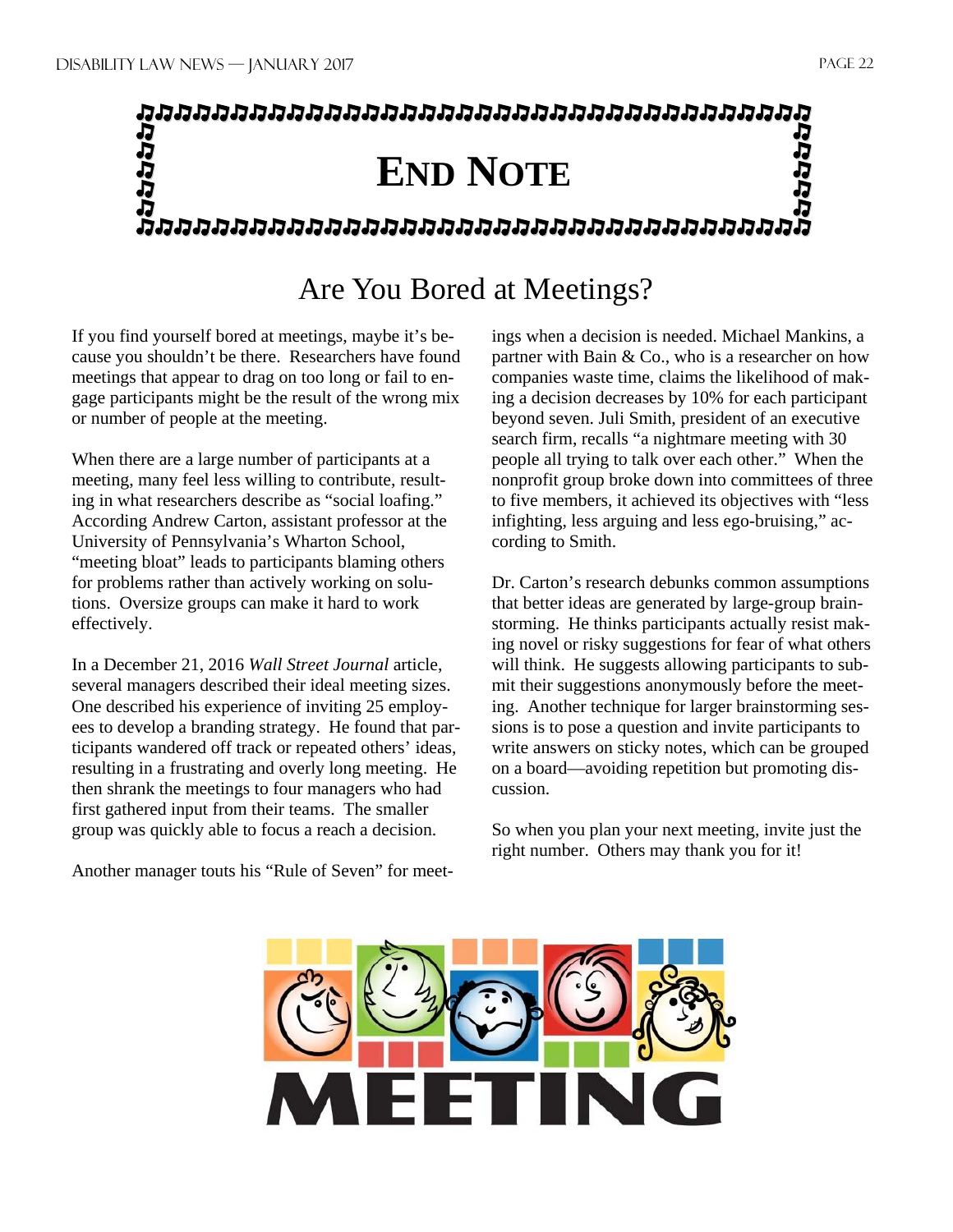# END NOTE

## Are You Bored at Meetings?

If you find yourself bored at meetings, maybe it's because you shouldn't be there. Researchers have found meetings that appear to drag on too long or fail to engage participants might be the result of the wrong mix or number of people at the meeting.

When there are a large number of participants at a meeting, many feel less willing to contribute, resulting in what researchers describe as "social loafing." According Andrew Carton, assistant professor at the University of Pennsylvania's Wharton School, "meeting bloat" leads to participants blaming others for problems rather than actively working on solutions. Oversize groups can make it hard to work effectively.

In a December 21, 2016 *Wall Street Journal* article, several managers described their ideal meeting sizes. One described his experience of inviting 25 employees to develop a branding strategy. He found that participants wandered off track or repeated others' ideas, resulting in a frustrating and overly long meeting. He then shrank the meetings to four managers who had first gathered input from their teams. The smaller group was quickly able to focus a reach a decision.

Another manager touts his "Rule of Seven" for meetings when a decision is needed. Michael Mankins, a partner with Bain & Co., who is a researcher on how companies waste time, claims the likelihood of making a decision decreases by 10% for each participant beyond seven. Juli Smith, president of an executive search firm, recalls "a nightmare meeting with 30 people all trying to talk over each other." When the nonprofit group broke down into committees of three to five members, it achieved its objectives with "less infighting, less arguing and less ego-bruising," according to Smith.

Dr. Carton's research debunks common assumptions that better ideas are generated by large-group brainstorming. He thinks participants actually resist making novel or risky suggestions for fear of what others will think. He suggests allowing participants to submit their suggestions anonymously before the meeting. Another technique for larger brainstorming sessions is to pose a question and invite participants to write answers on sticky notes, which can be grouped on a board—avoiding repetition but promoting discussion.

So when you plan your next meeting, invite just the right number. Others may thank you for it!

MEETING